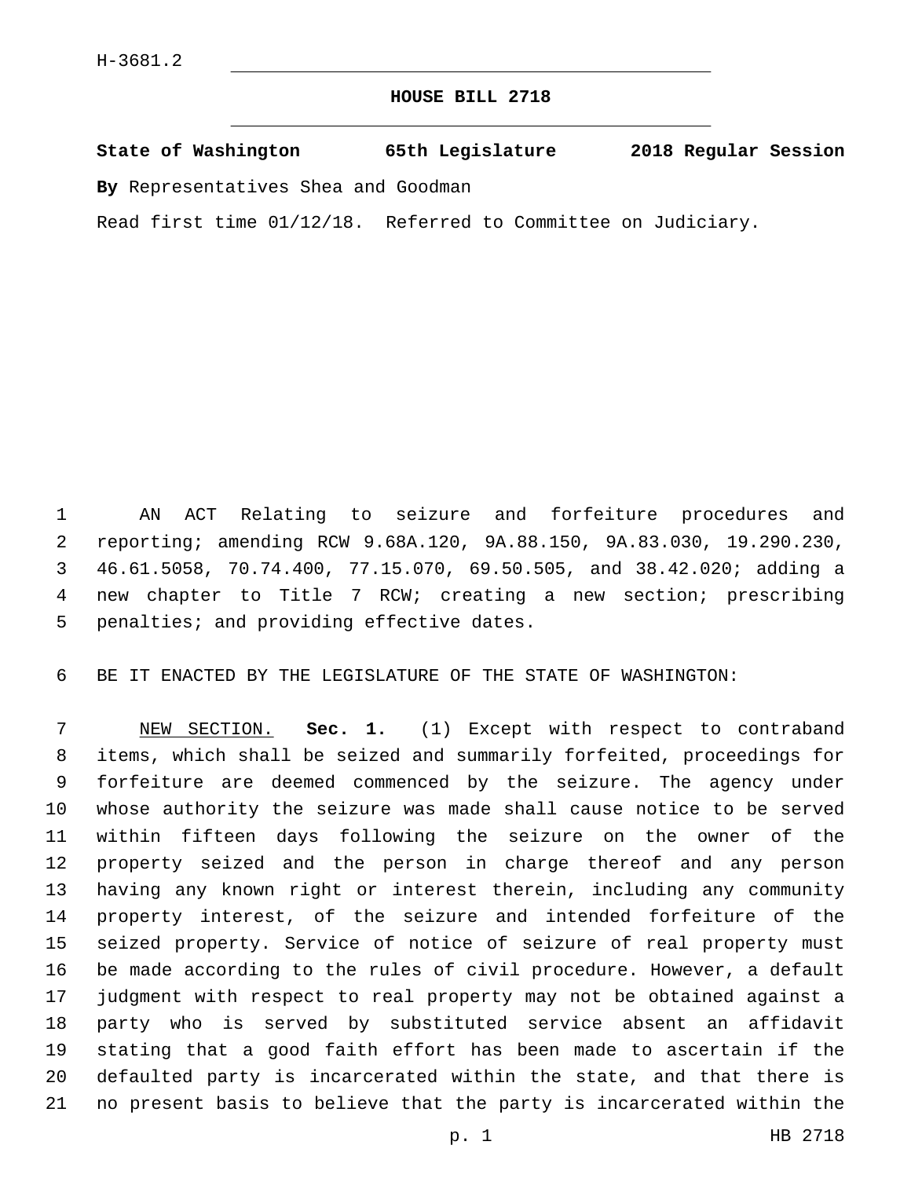H-3681.2

# HOUSE BILL 2718

**State of Washington 65th Legislature 2018 Regular Session**

**By** Representatives Shea and Goodman

Read first time 01/12/18. Referred to Committee on Judiciary.

AN ACT Relating to seizure and forfeiture procedures and reporting; amending RCW 9.68A.120, 9A.88.150, 9A.83.030, 19.290.230, 46.61.5058, 70.74.400, 77.15.070, 69.50.505, and 38.42.020; adding a new chapter to Title 7 RCW; creating a new section; prescribing penalties; and providing effective dates.

BE IT ENACTED BY THE LEGISLATURE OF THE STATE OF WASHINGTON:

NEW SECTION. **Sec. 1.** (1) Except with respect to contraband items, which shall be seized and summarily forfeited, proceedings for forfeiture are deemed commenced by the seizure. The agency under whose authority the seizure was made shall cause notice to be served within fifteen days following the seizure on the owner of the property seized and the person in charge thereof and any person having any known right or interest therein, including any community property interest, of the seizure and intended forfeiture of the seized property. Service of notice of seizure of real property must be made according to the rules of civil procedure. However, a default judgment with respect to real property may not be obtained against a party who is served by substituted service absent an affidavit stating that a good faith effort has been made to ascertain if the defaulted party is incarcerated within the state, and that there is no present basis to believe that the party is incarcerated within the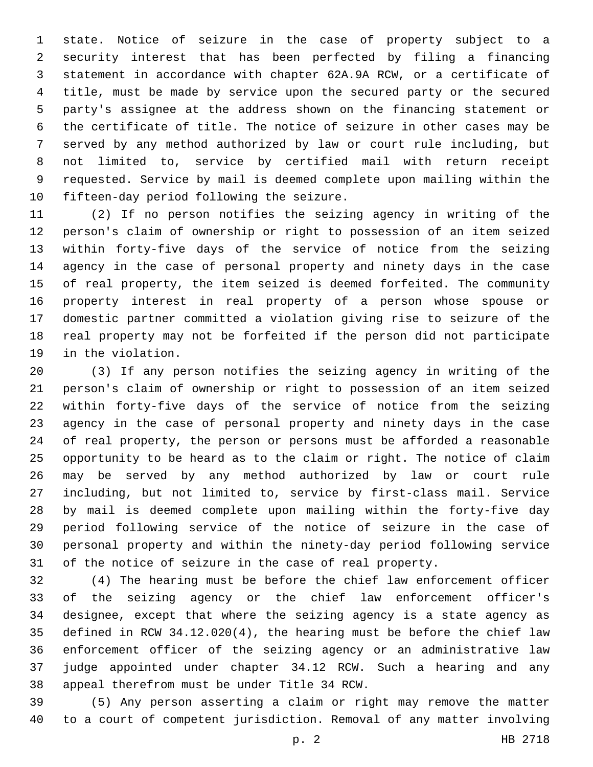state. Notice of seizure in the case of property subject to a security interest that has been perfected by filing a financing statement in accordance with chapter 62A.9A RCW, or a certificate of title, must be made by service upon the secured party or the secured party's assignee at the address shown on the financing statement or the certificate of title. The notice of seizure in other cases may be served by any method authorized by law or court rule including, but not limited to, service by certified mail with return receipt requested. Service by mail is deemed complete upon mailing within the fifteen-day period following the seizure.

(2) If no person notifies the seizing agency in writing of the person's claim of ownership or right to possession of an item seized within forty-five days of the service of notice from the seizing agency in the case of personal property and ninety days in the case of real property, the item seized is deemed forfeited. The community property interest in real property of a person whose spouse or domestic partner committed a violation giving rise to seizure of the real property may not be forfeited if the person did not participate in the violation.

(3) If any person notifies the seizing agency in writing of the person's claim of ownership or right to possession of an item seized within forty-five days of the service of notice from the seizing agency in the case of personal property and ninety days in the case of real property, the person or persons must be afforded a reasonable opportunity to be heard as to the claim or right. The notice of claim may be served by any method authorized by law or court rule including, but not limited to, service by first-class mail. Service by mail is deemed complete upon mailing within the forty-five day period following service of the notice of seizure in the case of personal property and within the ninety-day period following service of the notice of seizure in the case of real property.

(4) The hearing must be before the chief law enforcement officer of the seizing agency or the chief law enforcement officer's designee, except that where the seizing agency is a state agency as defined in RCW 34.12.020(4), the hearing must be before the chief law enforcement officer of the seizing agency or an administrative law judge appointed under chapter 34.12 RCW. Such a hearing and any appeal therefrom must be under Title 34 RCW.

(5) Any person asserting a claim or right may remove the matter to a court of competent jurisdiction. Removal of any matter involving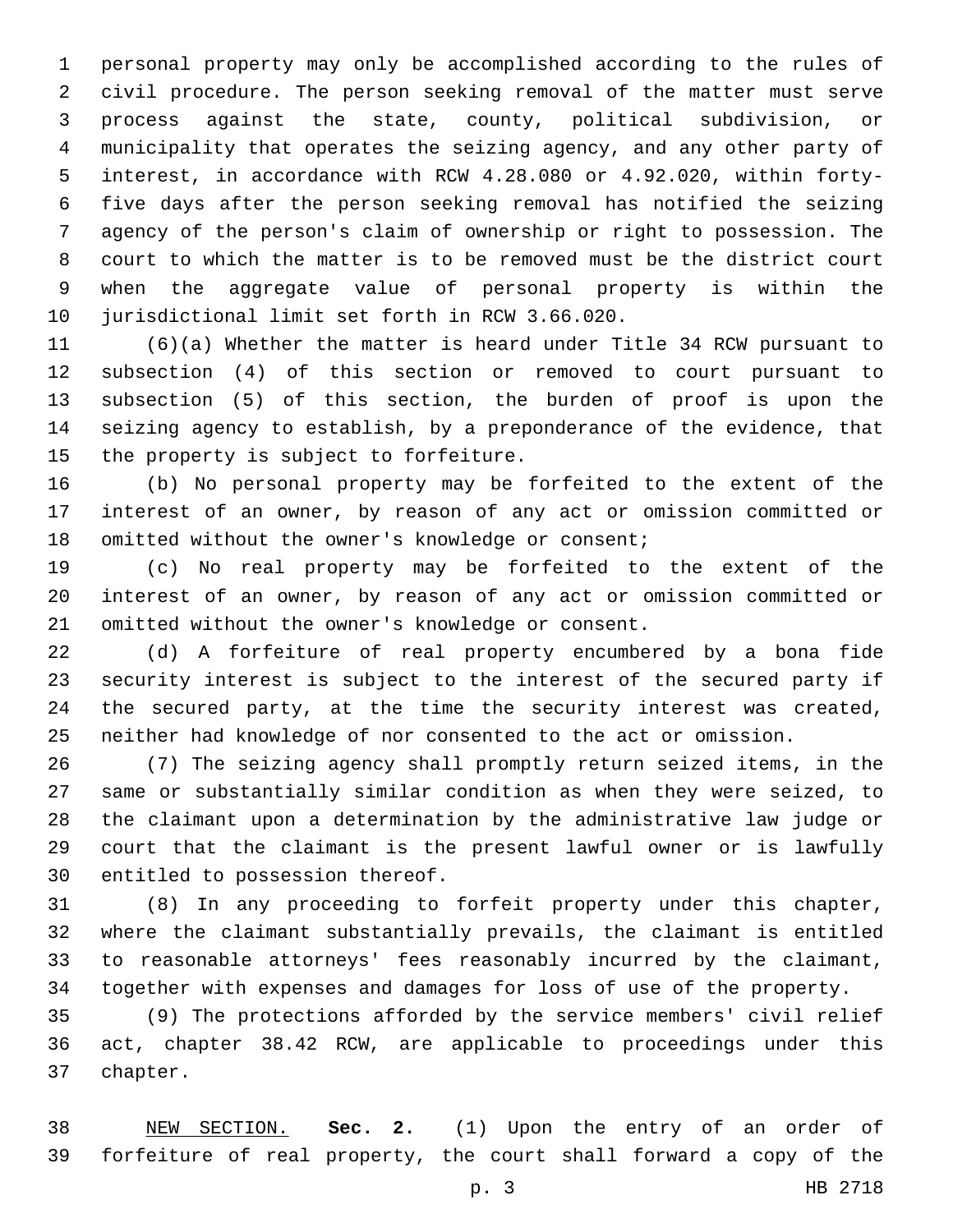personal property may only be accomplished according to the rules of civil procedure. The person seeking removal of the matter must serve process against the state, county, political subdivision, or municipality that operates the seizing agency, and any other party of interest, in accordance with RCW 4.28.080 or 4.92.020, within forty-five days after the person seeking removal has notified the seizing agency of the person's claim of ownership or right to possession. The court to which the matter is to be removed must be the district court when the aggregate value of personal property is within the jurisdictional limit set forth in RCW 3.66.020.

(6)(a) Whether the matter is heard under Title 34 RCW pursuant to subsection (4) of this section or removed to court pursuant to subsection (5) of this section, the burden of proof is upon the seizing agency to establish, by a preponderance of the evidence, that the property is subject to forfeiture.

(b) No personal property may be forfeited to the extent of the interest of an owner, by reason of any act or omission committed or omitted without the owner's knowledge or consent;

(c) No real property may be forfeited to the extent of the interest of an owner, by reason of any act or omission committed or omitted without the owner's knowledge or consent.

(d) A forfeiture of real property encumbered by a bona fide security interest is subject to the interest of the secured party if the secured party, at the time the security interest was created, neither had knowledge of nor consented to the act or omission.

(7) The seizing agency shall promptly return seized items, in the same or substantially similar condition as when they were seized, to the claimant upon a determination by the administrative law judge or court that the claimant is the present lawful owner or is lawfully entitled to possession thereof.

(8) In any proceeding to forfeit property under this chapter, where the claimant substantially prevails, the claimant is entitled to reasonable attorneys' fees reasonably incurred by the claimant, together with expenses and damages for loss of use of the property.

(9) The protections afforded by the service members' civil relief act, chapter 38.42 RCW, are applicable to proceedings under this chapter.

NEW SECTION. **Sec. 2.** (1) Upon the entry of an order of forfeiture of real property, the court shall forward a copy of the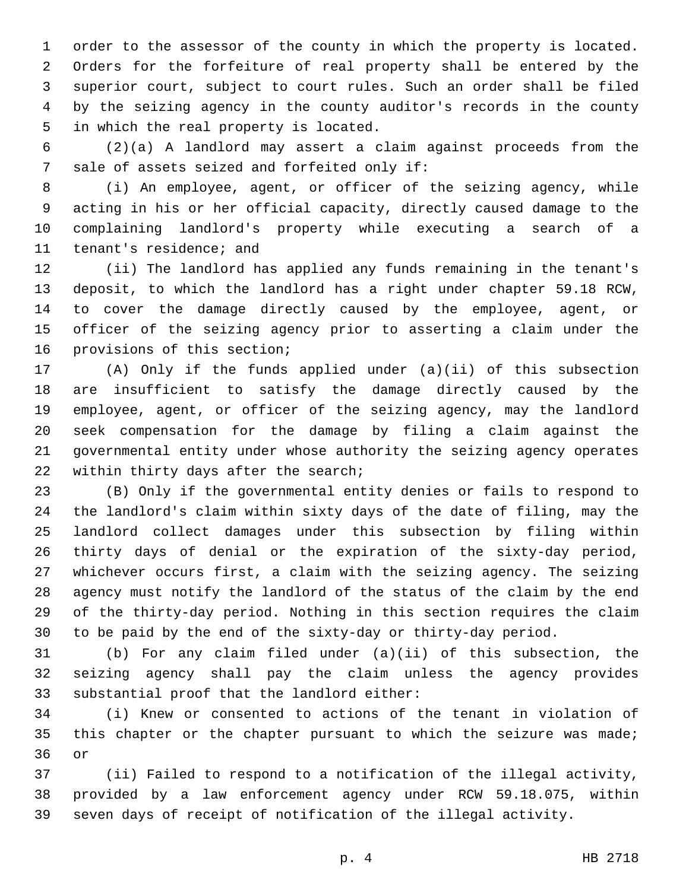order to the assessor of the county in which the property is located. Orders for the forfeiture of real property shall be entered by the superior court, subject to court rules. Such an order shall be filed by the seizing agency in the county auditor's records in the county in which the real property is located.

(2)(a) A landlord may assert a claim against proceeds from the sale of assets seized and forfeited only if:

(i) An employee, agent, or officer of the seizing agency, while acting in his or her official capacity, directly caused damage to the complaining landlord's property while executing a search of a tenant's residence; and

(ii) The landlord has applied any funds remaining in the tenant's deposit, to which the landlord has a right under chapter 59.18 RCW, to cover the damage directly caused by the employee, agent, or officer of the seizing agency prior to asserting a claim under the provisions of this section;

(A) Only if the funds applied under (a)(ii) of this subsection are insufficient to satisfy the damage directly caused by the employee, agent, or officer of the seizing agency, may the landlord seek compensation for the damage by filing a claim against the governmental entity under whose authority the seizing agency operates within thirty days after the search;

(B) Only if the governmental entity denies or fails to respond to the landlord's claim within sixty days of the date of filing, may the landlord collect damages under this subsection by filing within thirty days of denial or the expiration of the sixty-day period, whichever occurs first, a claim with the seizing agency. The seizing agency must notify the landlord of the status of the claim by the end of the thirty-day period. Nothing in this section requires the claim to be paid by the end of the sixty-day or thirty-day period.

(b) For any claim filed under (a)(ii) of this subsection, the seizing agency shall pay the claim unless the agency provides substantial proof that the landlord either:

(i) Knew or consented to actions of the tenant in violation of this chapter or the chapter pursuant to which the seizure was made; or

(ii) Failed to respond to a notification of the illegal activity, provided by a law enforcement agency under RCW 59.18.075, within seven days of receipt of notification of the illegal activity.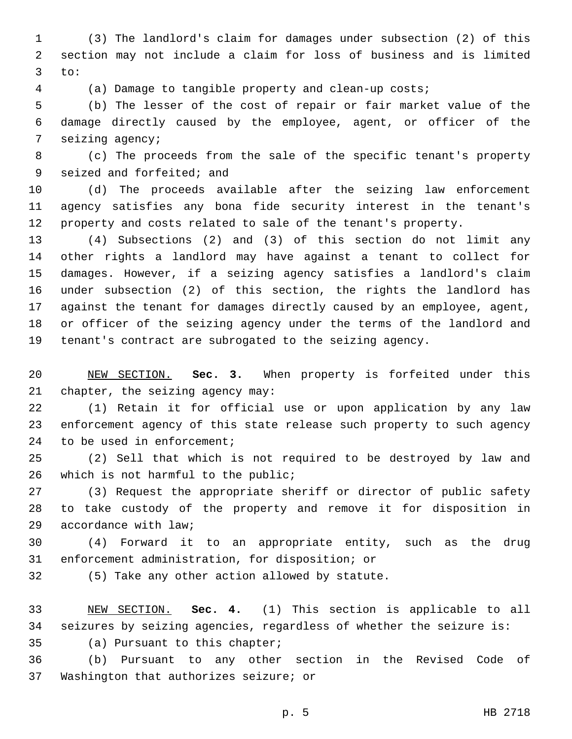(3) The landlord's claim for damages under subsection (2) of this section may not include a claim for loss of business and is limited to:

(a) Damage to tangible property and clean-up costs;

(b) The lesser of the cost of repair or fair market value of the damage directly caused by the employee, agent, or officer of the seizing agency;

(c) The proceeds from the sale of the specific tenant's property seized and forfeited; and

(d) The proceeds available after the seizing law enforcement agency satisfies any bona fide security interest in the tenant's property and costs related to sale of the tenant's property.

(4) Subsections (2) and (3) of this section do not limit any other rights a landlord may have against a tenant to collect for damages. However, if a seizing agency satisfies a landlord's claim under subsection (2) of this section, the rights the landlord has against the tenant for damages directly caused by an employee, agent, or officer of the seizing agency under the terms of the landlord and tenant's contract are subrogated to the seizing agency.

NEW SECTION. **Sec. 3.** When property is forfeited under this chapter, the seizing agency may:

(1) Retain it for official use or upon application by any law enforcement agency of this state release such property to such agency to be used in enforcement;

(2) Sell that which is not required to be destroyed by law and which is not harmful to the public;

(3) Request the appropriate sheriff or director of public safety to take custody of the property and remove it for disposition in accordance with law;

(4) Forward it to an appropriate entity, such as the drug enforcement administration, for disposition; or

(5) Take any other action allowed by statute.

NEW SECTION. **Sec. 4.** (1) This section is applicable to all seizures by seizing agencies, regardless of whether the seizure is:

(a) Pursuant to this chapter;

(b) Pursuant to any other section in the Revised Code of Washington that authorizes seizure; or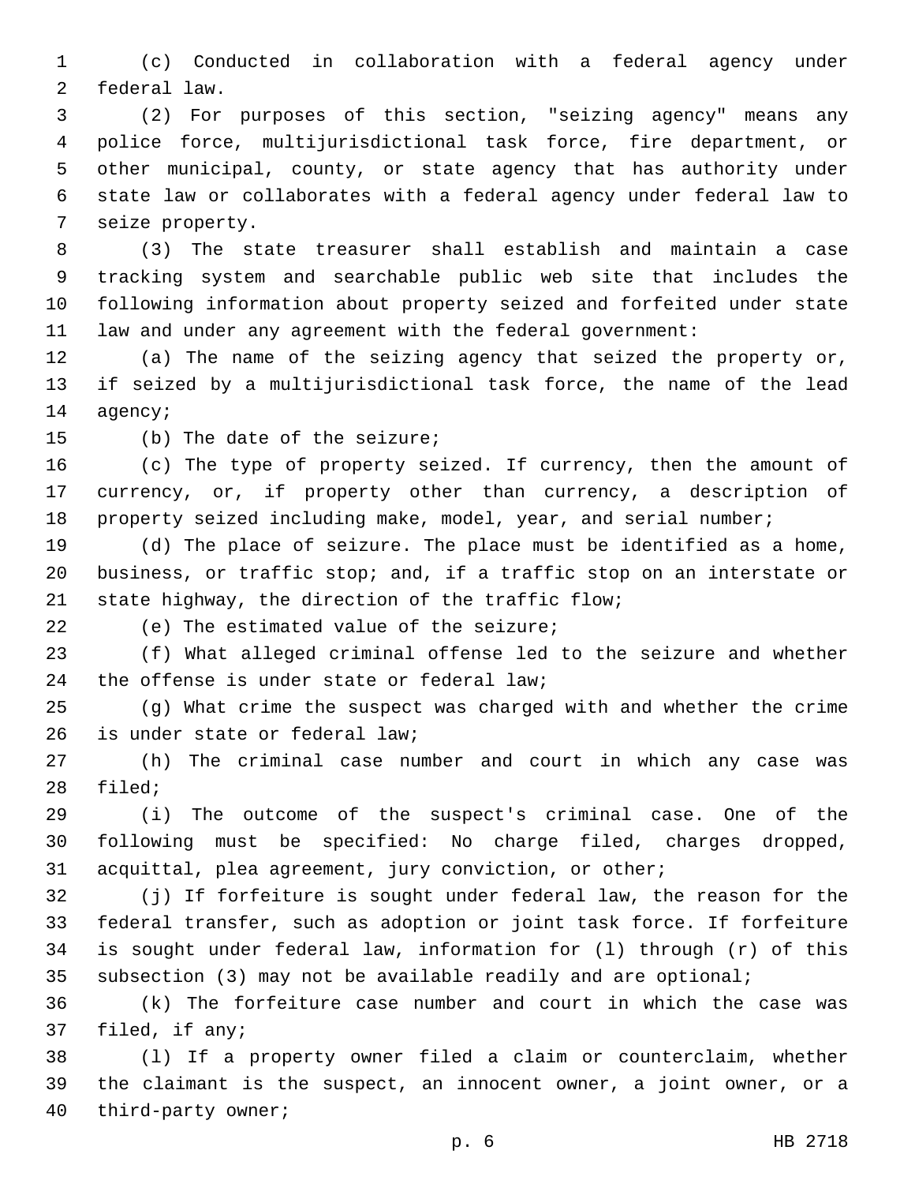(c) Conducted in collaboration with a federal agency under federal law.

(2) For purposes of this section, "seizing agency" means any police force, multijurisdictional task force, fire department, or other municipal, county, or state agency that has authority under state law or collaborates with a federal agency under federal law to seize property.

(3) The state treasurer shall establish and maintain a case tracking system and searchable public web site that includes the following information about property seized and forfeited under state law and under any agreement with the federal government:

(a) The name of the seizing agency that seized the property or, if seized by a multijurisdictional task force, the name of the lead agency;

(b) The date of the seizure;

(c) The type of property seized. If currency, then the amount of currency, or, if property other than currency, a description of property seized including make, model, year, and serial number;

(d) The place of seizure. The place must be identified as a home, business, or traffic stop; and, if a traffic stop on an interstate or state highway, the direction of the traffic flow;

(e) The estimated value of the seizure;

(f) What alleged criminal offense led to the seizure and whether the offense is under state or federal law;

(g) What crime the suspect was charged with and whether the crime is under state or federal law;

(h) The criminal case number and court in which any case was filed;

(i) The outcome of the suspect's criminal case. One of the following must be specified: No charge filed, charges dropped, acquittal, plea agreement, jury conviction, or other;

(j) If forfeiture is sought under federal law, the reason for the federal transfer, such as adoption or joint task force. If forfeiture is sought under federal law, information for (l) through (r) of this subsection (3) may not be available readily and are optional;

(k) The forfeiture case number and court in which the case was filed, if any;

(l) If a property owner filed a claim or counterclaim, whether the claimant is the suspect, an innocent owner, a joint owner, or a third-party owner;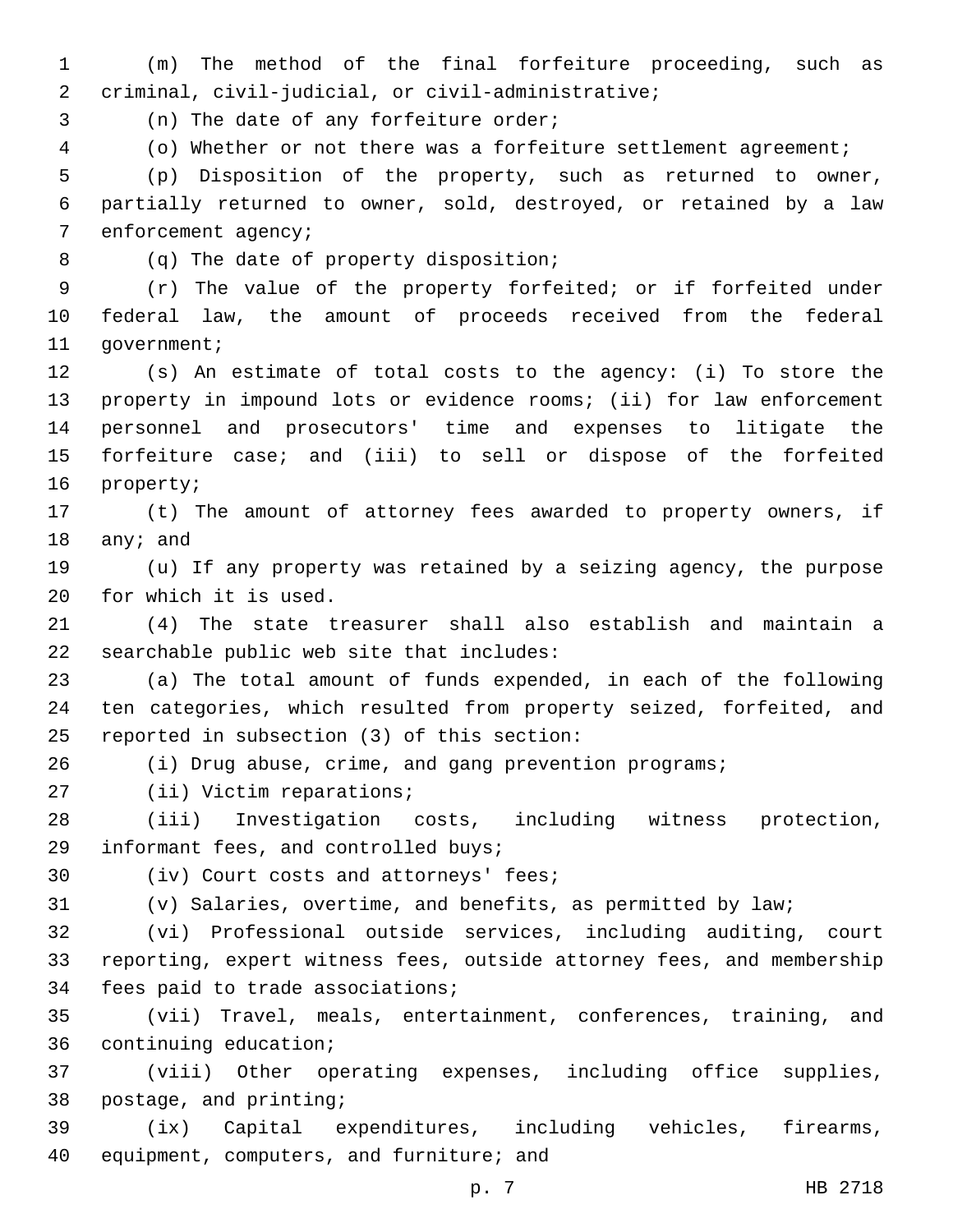(m) The method of the final forfeiture proceeding, such as criminal, civil-judicial, or civil-administrative;

(n) The date of any forfeiture order;

(o) Whether or not there was a forfeiture settlement agreement;

(p) Disposition of the property, such as returned to owner, partially returned to owner, sold, destroyed, or retained by a law enforcement agency;

(q) The date of property disposition;

(r) The value of the property forfeited; or if forfeited under federal law, the amount of proceeds received from the federal government;

(s) An estimate of total costs to the agency: (i) To store the property in impound lots or evidence rooms; (ii) for law enforcement personnel and prosecutors' time and expenses to litigate the forfeiture case; and (iii) to sell or dispose of the forfeited property;

(t) The amount of attorney fees awarded to property owners, if any; and

(u) If any property was retained by a seizing agency, the purpose for which it is used.

(4) The state treasurer shall also establish and maintain a searchable public web site that includes:

(a) The total amount of funds expended, in each of the following ten categories, which resulted from property seized, forfeited, and reported in subsection (3) of this section:

(i) Drug abuse, crime, and gang prevention programs;

(ii) Victim reparations;

(iii) Investigation costs, including witness protection, informant fees, and controlled buys;

(iv) Court costs and attorneys' fees;

(v) Salaries, overtime, and benefits, as permitted by law;

(vi) Professional outside services, including auditing, court reporting, expert witness fees, outside attorney fees, and membership fees paid to trade associations;

(vii) Travel, meals, entertainment, conferences, training, and continuing education;

(viii) Other operating expenses, including office supplies, postage, and printing;

(ix) Capital expenditures, including vehicles, firearms, equipment, computers, and furniture; and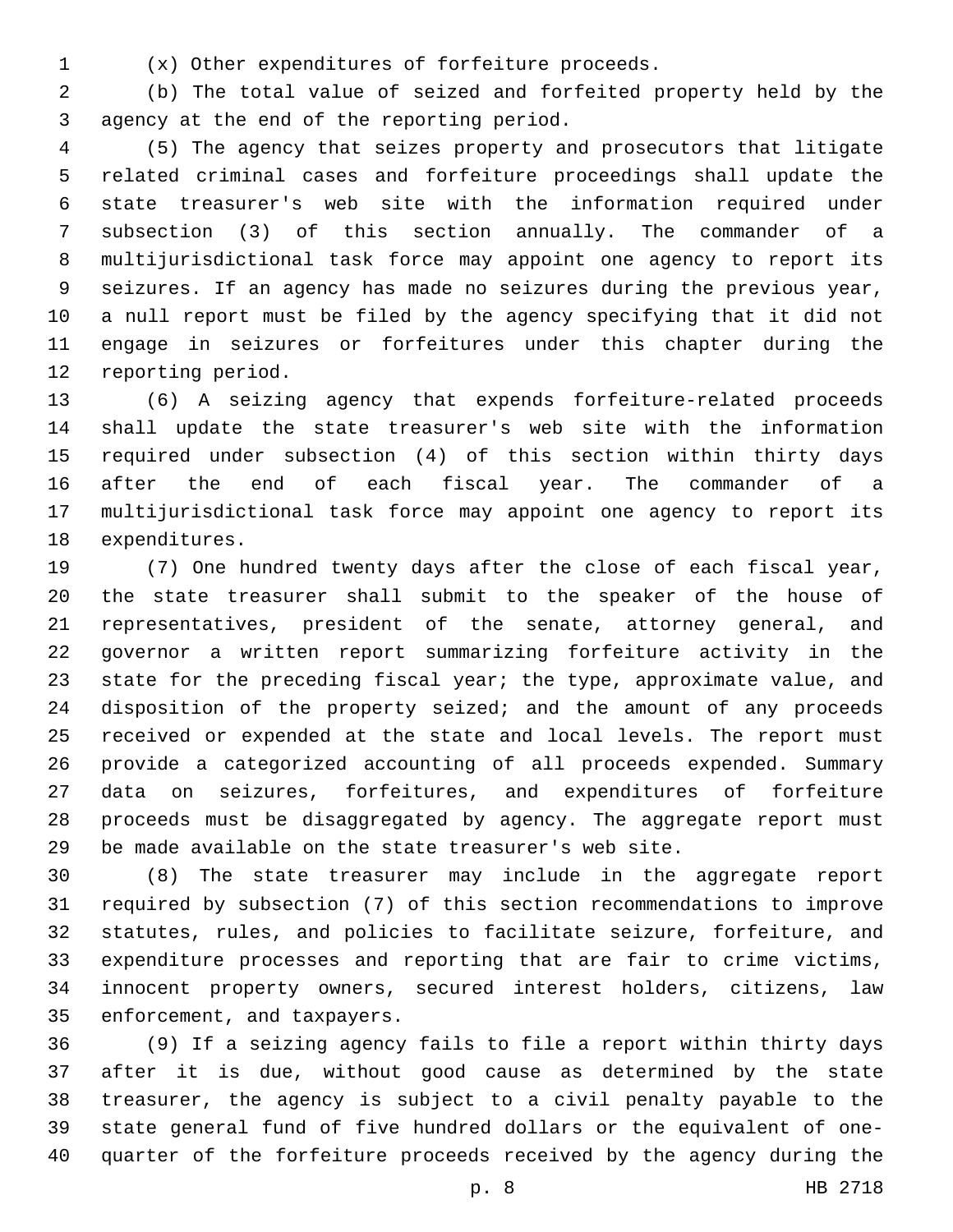(x) Other expenditures of forfeiture proceeds.

(b) The total value of seized and forfeited property held by the agency at the end of the reporting period.

(5) The agency that seizes property and prosecutors that litigate related criminal cases and forfeiture proceedings shall update the state treasurer's web site with the information required under subsection (3) of this section annually. The commander of a multijurisdictional task force may appoint one agency to report its seizures. If an agency has made no seizures during the previous year, a null report must be filed by the agency specifying that it did not engage in seizures or forfeitures under this chapter during the reporting period.

(6) A seizing agency that expends forfeiture-related proceeds shall update the state treasurer's web site with the information required under subsection (4) of this section within thirty days after the end of each fiscal year. The commander of a multijurisdictional task force may appoint one agency to report its expenditures.

(7) One hundred twenty days after the close of each fiscal year, the state treasurer shall submit to the speaker of the house of representatives, president of the senate, attorney general, and governor a written report summarizing forfeiture activity in the state for the preceding fiscal year; the type, approximate value, and disposition of the property seized; and the amount of any proceeds received or expended at the state and local levels. The report must provide a categorized accounting of all proceeds expended. Summary data on seizures, forfeitures, and expenditures of forfeiture proceeds must be disaggregated by agency. The aggregate report must be made available on the state treasurer's web site.

(8) The state treasurer may include in the aggregate report required by subsection (7) of this section recommendations to improve statutes, rules, and policies to facilitate seizure, forfeiture, and expenditure processes and reporting that are fair to crime victims, innocent property owners, secured interest holders, citizens, law enforcement, and taxpayers.

(9) If a seizing agency fails to file a report within thirty days after it is due, without good cause as determined by the state treasurer, the agency is subject to a civil penalty payable to the state general fund of five hundred dollars or the equivalent of one-quarter of the forfeiture proceeds received by the agency during the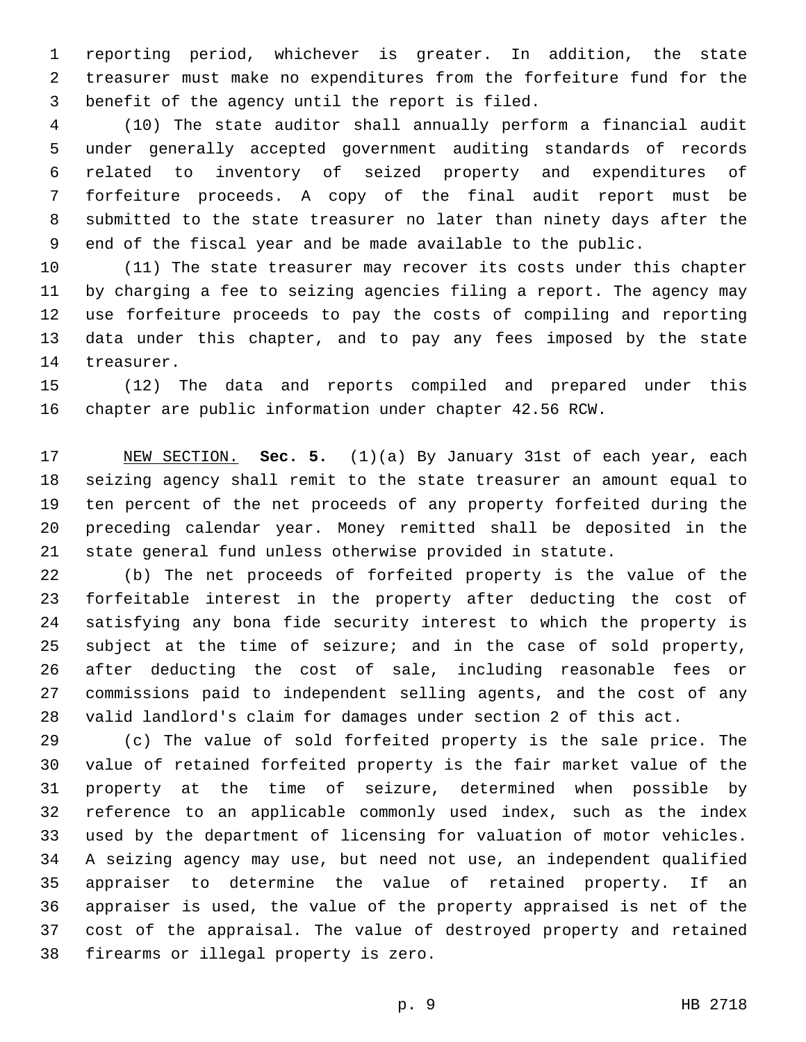reporting period, whichever is greater. In addition, the state treasurer must make no expenditures from the forfeiture fund for the benefit of the agency until the report is filed.

(10) The state auditor shall annually perform a financial audit under generally accepted government auditing standards of records related to inventory of seized property and expenditures of forfeiture proceeds. A copy of the final audit report must be submitted to the state treasurer no later than ninety days after the end of the fiscal year and be made available to the public.

(11) The state treasurer may recover its costs under this chapter by charging a fee to seizing agencies filing a report. The agency may use forfeiture proceeds to pay the costs of compiling and reporting data under this chapter, and to pay any fees imposed by the state treasurer.

(12) The data and reports compiled and prepared under this chapter are public information under chapter 42.56 RCW.

NEW SECTION. **Sec. 5.** (1)(a) By January 31st of each year, each seizing agency shall remit to the state treasurer an amount equal to ten percent of the net proceeds of any property forfeited during the preceding calendar year. Money remitted shall be deposited in the state general fund unless otherwise provided in statute.

(b) The net proceeds of forfeited property is the value of the forfeitable interest in the property after deducting the cost of satisfying any bona fide security interest to which the property is subject at the time of seizure; and in the case of sold property, after deducting the cost of sale, including reasonable fees or commissions paid to independent selling agents, and the cost of any valid landlord's claim for damages under section 2 of this act.

(c) The value of sold forfeited property is the sale price. The value of retained forfeited property is the fair market value of the property at the time of seizure, determined when possible by reference to an applicable commonly used index, such as the index used by the department of licensing for valuation of motor vehicles. A seizing agency may use, but need not use, an independent qualified appraiser to determine the value of retained property. If an appraiser is used, the value of the property appraised is net of the cost of the appraisal. The value of destroyed property and retained firearms or illegal property is zero.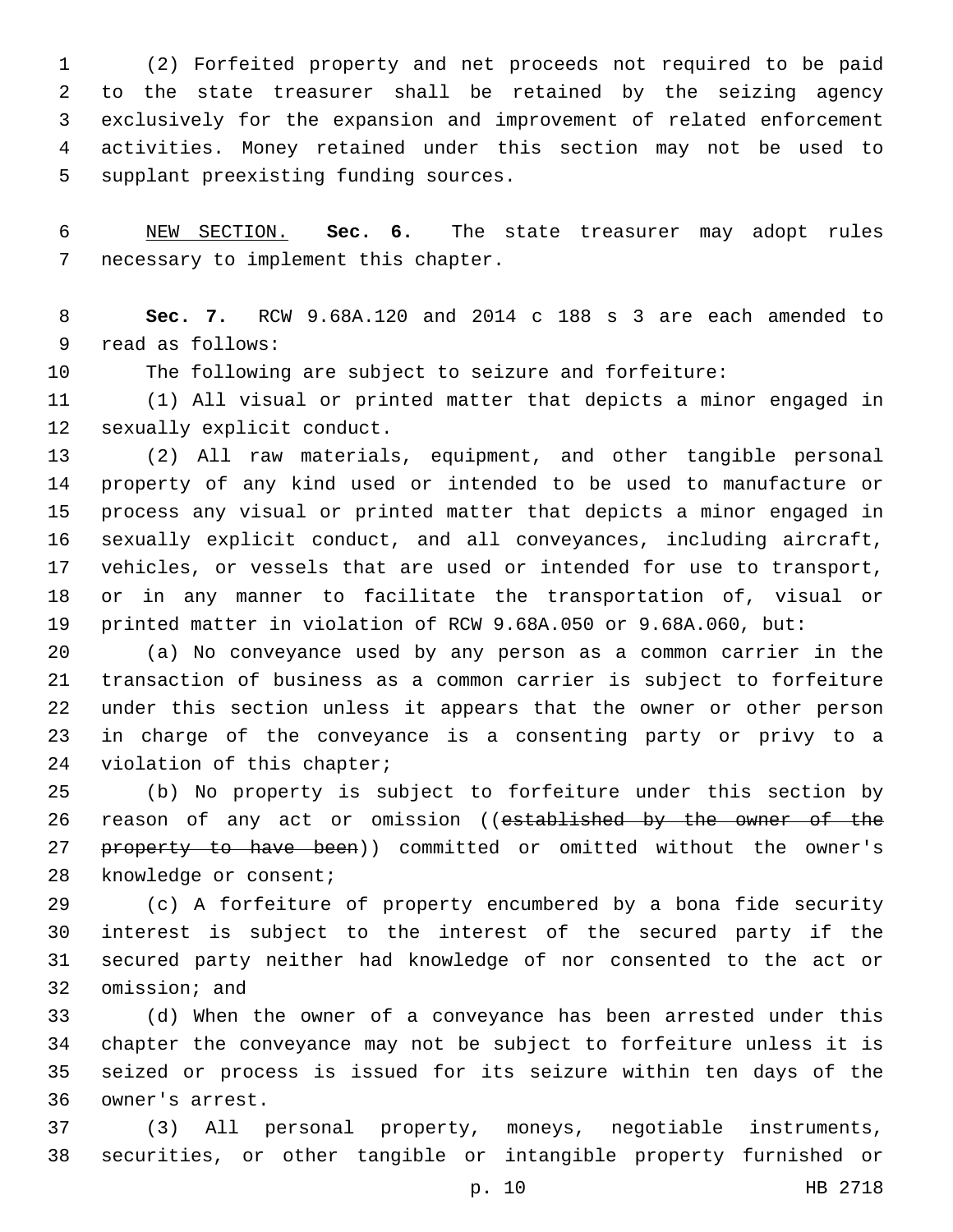(2) Forfeited property and net proceeds not required to be paid to the state treasurer shall be retained by the seizing agency exclusively for the expansion and improvement of related enforcement activities. Money retained under this section may not be used to supplant preexisting funding sources.

NEW SECTION. **Sec. 6.** The state treasurer may adopt rules necessary to implement this chapter.

**Sec. 7.** RCW 9.68A.120 and 2014 c 188 s 3 are each amended to read as follows:

The following are subject to seizure and forfeiture:

(1) All visual or printed matter that depicts a minor engaged in sexually explicit conduct.

(2) All raw materials, equipment, and other tangible personal property of any kind used or intended to be used to manufacture or process any visual or printed matter that depicts a minor engaged in sexually explicit conduct, and all conveyances, including aircraft, vehicles, or vessels that are used or intended for use to transport, or in any manner to facilitate the transportation of, visual or printed matter in violation of RCW 9.68A.050 or 9.68A.060, but:

(a) No conveyance used by any person as a common carrier in the transaction of business as a common carrier is subject to forfeiture under this section unless it appears that the owner or other person in charge of the conveyance is a consenting party or privy to a violation of this chapter;

(b) No property is subject to forfeiture under this section by reason of any act or omission ((~~established by the owner of the property to have been~~)) committed or omitted without the owner's knowledge or consent;

(c) A forfeiture of property encumbered by a bona fide security interest is subject to the interest of the secured party if the secured party neither had knowledge of nor consented to the act or omission; and

(d) When the owner of a conveyance has been arrested under this chapter the conveyance may not be subject to forfeiture unless it is seized or process is issued for its seizure within ten days of the owner's arrest.

(3) All personal property, moneys, negotiable instruments, securities, or other tangible or intangible property furnished or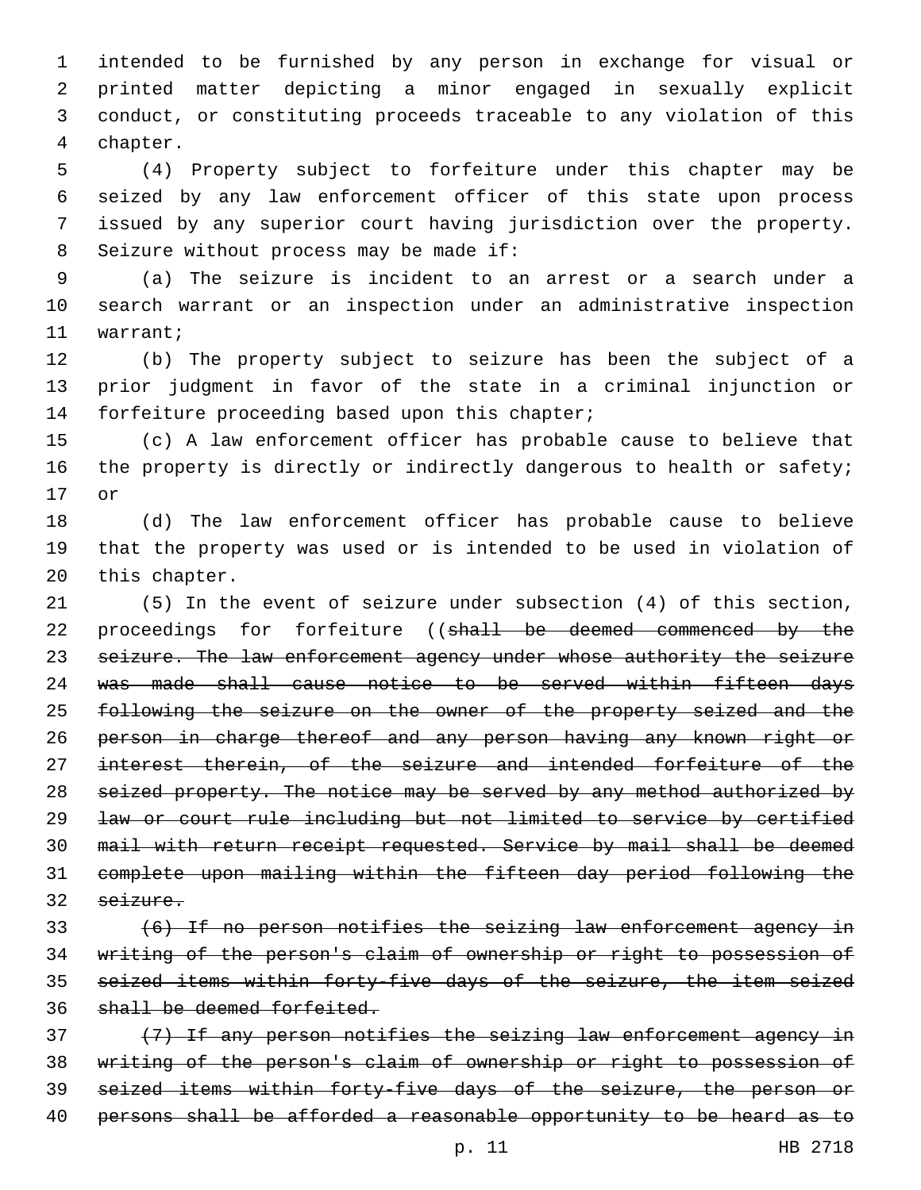intended to be furnished by any person in exchange for visual or printed matter depicting a minor engaged in sexually explicit conduct, or constituting proceeds traceable to any violation of this chapter.

(4) Property subject to forfeiture under this chapter may be seized by any law enforcement officer of this state upon process issued by any superior court having jurisdiction over the property. Seizure without process may be made if:

(a) The seizure is incident to an arrest or a search under a search warrant or an inspection under an administrative inspection warrant;

(b) The property subject to seizure has been the subject of a prior judgment in favor of the state in a criminal injunction or forfeiture proceeding based upon this chapter;

(c) A law enforcement officer has probable cause to believe that the property is directly or indirectly dangerous to health or safety; or

(d) The law enforcement officer has probable cause to believe that the property was used or is intended to be used in violation of this chapter.

(5) In the event of seizure under subsection (4) of this section, proceedings for forfeiture ((~~shall be deemed commenced by the seizure. The law enforcement agency under whose authority the seizure was made shall cause notice to be served within fifteen days following the seizure on the owner of the property seized and the person in charge thereof and any person having any known right or interest therein, of the seizure and intended forfeiture of the seized property. The notice may be served by any method authorized by law or court rule including but not limited to service by certified mail with return receipt requested. Service by mail shall be deemed complete upon mailing within the fifteen day period following the seizure.~~

~~(6) If no person notifies the seizing law enforcement agency in writing of the person's claim of ownership or right to possession of seized items within forty-five days of the seizure, the item seized shall be deemed forfeited.~~

~~(7) If any person notifies the seizing law enforcement agency in writing of the person's claim of ownership or right to possession of seized items within forty-five days of the seizure, the person or persons shall be afforded a reasonable opportunity to be heard as to~~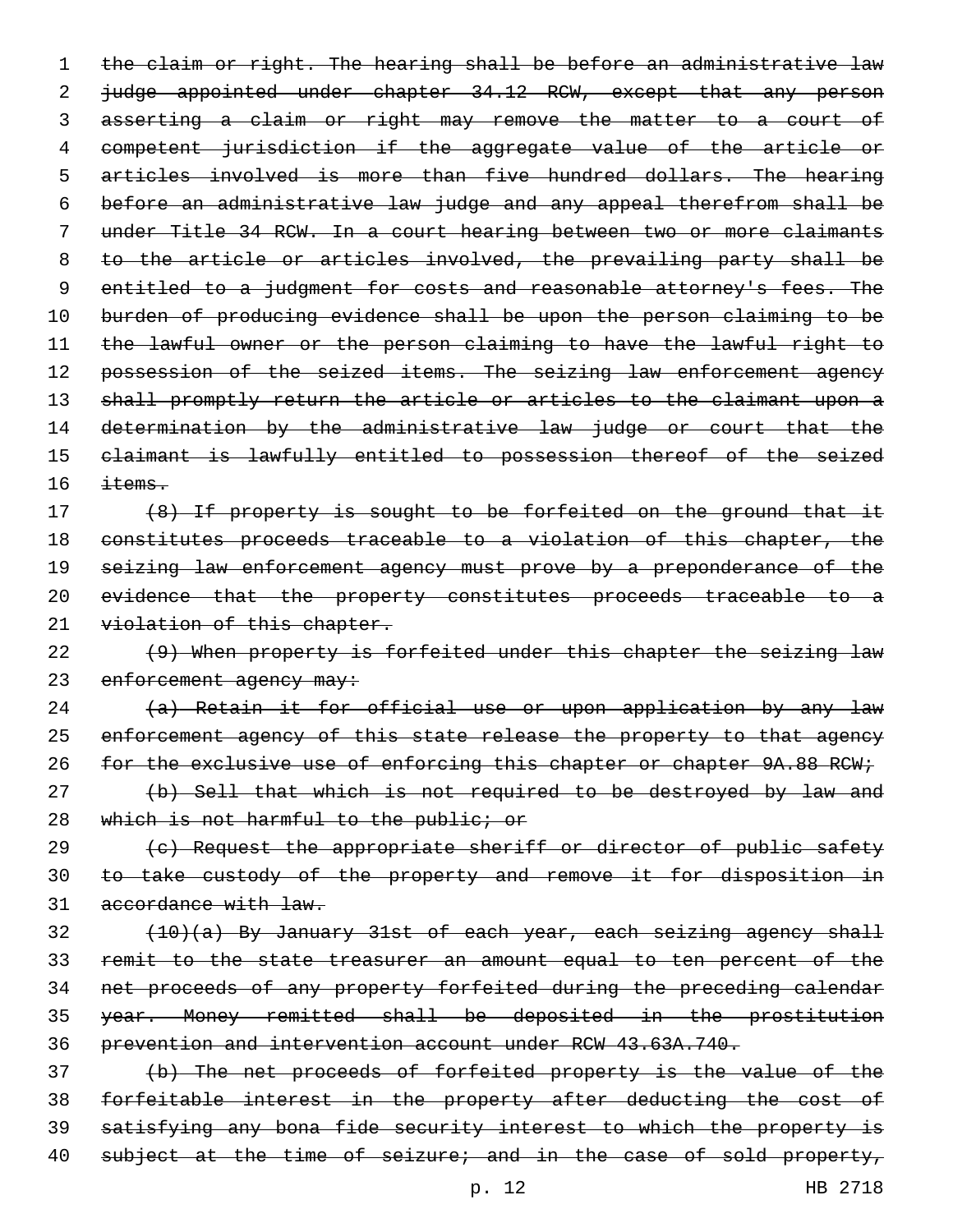the claim or right. The hearing shall be before an administrative law judge appointed under chapter 34.12 RCW, except that any person asserting a claim or right may remove the matter to a court of competent jurisdiction if the aggregate value of the article or articles involved is more than five hundred dollars. The hearing before an administrative law judge and any appeal therefrom shall be under Title 34 RCW. In a court hearing between two or more claimants to the article or articles involved, the prevailing party shall be entitled to a judgment for costs and reasonable attorney's fees. The burden of producing evidence shall be upon the person claiming to be the lawful owner or the person claiming to have the lawful right to possession of the seized items. The seizing law enforcement agency shall promptly return the article or articles to the claimant upon a determination by the administrative law judge or court that the claimant is lawfully entitled to possession thereof of the seized items.

(8) If property is sought to be forfeited on the ground that it constitutes proceeds traceable to a violation of this chapter, the seizing law enforcement agency must prove by a preponderance of the evidence that the property constitutes proceeds traceable to a violation of this chapter.

(9) When property is forfeited under this chapter the seizing law enforcement agency may:

(a) Retain it for official use or upon application by any law enforcement agency of this state release the property to that agency for the exclusive use of enforcing this chapter or chapter 9A.88 RCW;

(b) Sell that which is not required to be destroyed by law and which is not harmful to the public; or

(c) Request the appropriate sheriff or director of public safety to take custody of the property and remove it for disposition in accordance with law.

(10)(a) By January 31st of each year, each seizing agency shall remit to the state treasurer an amount equal to ten percent of the net proceeds of any property forfeited during the preceding calendar year. Money remitted shall be deposited in the prostitution prevention and intervention account under RCW 43.63A.740.

(b) The net proceeds of forfeited property is the value of the forfeitable interest in the property after deducting the cost of satisfying any bona fide security interest to which the property is subject at the time of seizure; and in the case of sold property,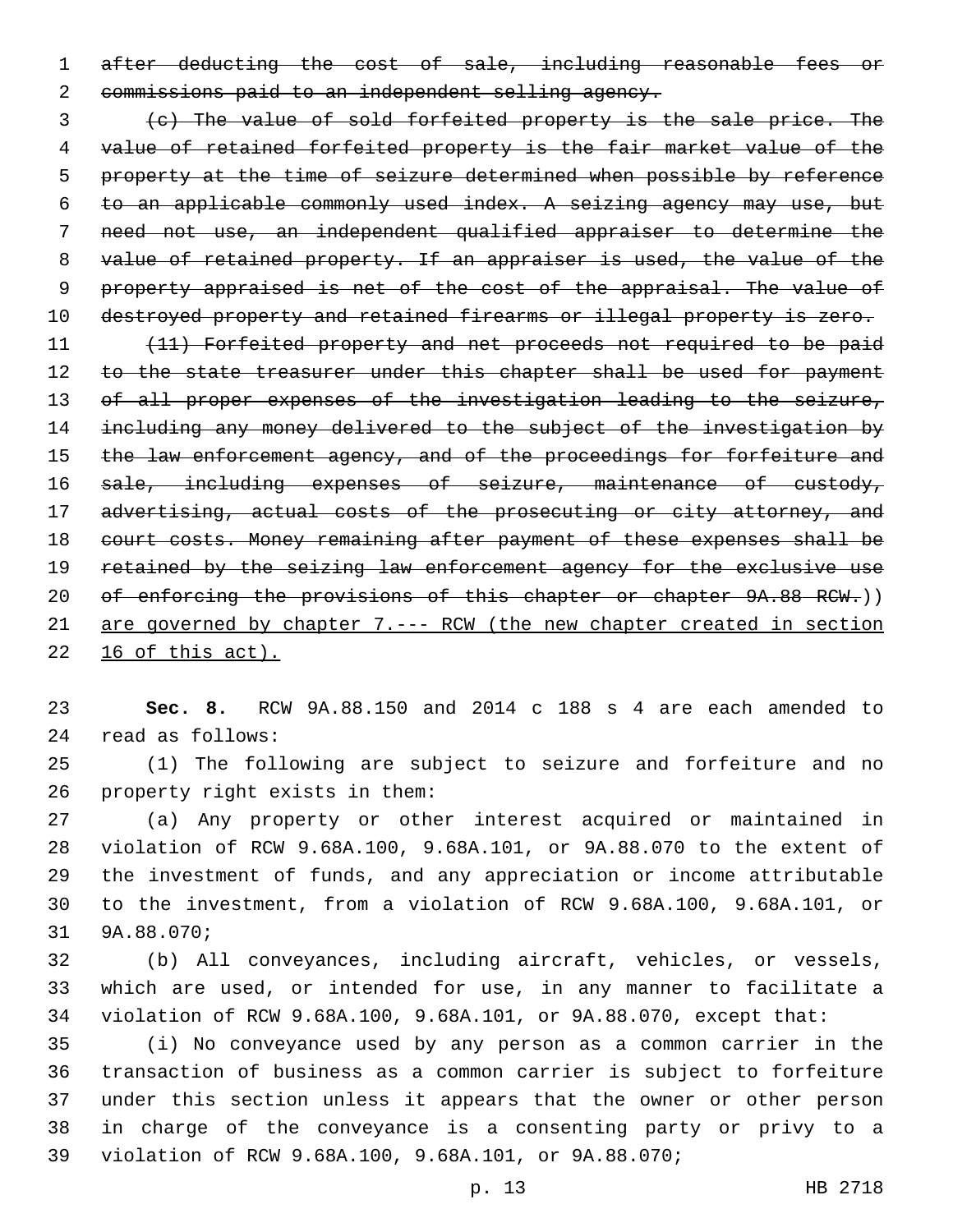~~after deducting the cost of sale, including reasonable fees or commissions paid to an independent selling agency.~~

~~(c) The value of sold forfeited property is the sale price. The value of retained forfeited property is the fair market value of the property at the time of seizure determined when possible by reference to an applicable commonly used index. A seizing agency may use, but need not use, an independent qualified appraiser to determine the value of retained property. If an appraiser is used, the value of the property appraised is net of the cost of the appraisal. The value of destroyed property and retained firearms or illegal property is zero.~~

~~(11) Forfeited property and net proceeds not required to be paid to the state treasurer under this chapter shall be used for payment of all proper expenses of the investigation leading to the seizure, including any money delivered to the subject of the investigation by the law enforcement agency, and of the proceedings for forfeiture and sale, including expenses of seizure, maintenance of custody, advertising, actual costs of the prosecuting or city attorney, and court costs. Money remaining after payment of these expenses shall be retained by the seizing law enforcement agency for the exclusive use of enforcing the provisions of this chapter or chapter 9A.88 RCW.~~)) are governed by chapter 7.--- RCW (the new chapter created in section 16 of this act).

**Sec. 8.** RCW 9A.88.150 and 2014 c 188 s 4 are each amended to read as follows:

(1) The following are subject to seizure and forfeiture and no property right exists in them:

(a) Any property or other interest acquired or maintained in violation of RCW 9.68A.100, 9.68A.101, or 9A.88.070 to the extent of the investment of funds, and any appreciation or income attributable to the investment, from a violation of RCW 9.68A.100, 9.68A.101, or 9A.88.070;

(b) All conveyances, including aircraft, vehicles, or vessels, which are used, or intended for use, in any manner to facilitate a violation of RCW 9.68A.100, 9.68A.101, or 9A.88.070, except that:

(i) No conveyance used by any person as a common carrier in the transaction of business as a common carrier is subject to forfeiture under this section unless it appears that the owner or other person in charge of the conveyance is a consenting party or privy to a violation of RCW 9.68A.100, 9.68A.101, or 9A.88.070;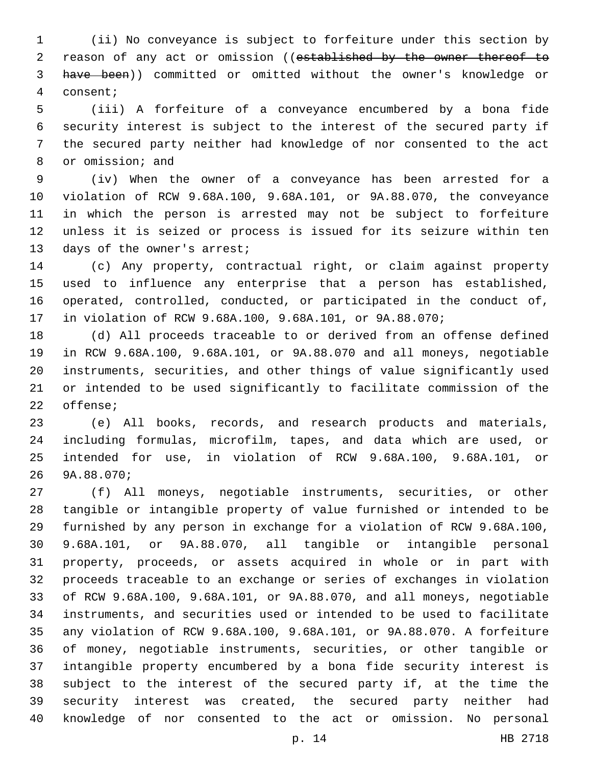(ii) No conveyance is subject to forfeiture under this section by reason of any act or omission ((~~established by the owner thereof to have been~~)) committed or omitted without the owner's knowledge or consent;

(iii) A forfeiture of a conveyance encumbered by a bona fide security interest is subject to the interest of the secured party if the secured party neither had knowledge of nor consented to the act or omission; and

(iv) When the owner of a conveyance has been arrested for a violation of RCW 9.68A.100, 9.68A.101, or 9A.88.070, the conveyance in which the person is arrested may not be subject to forfeiture unless it is seized or process is issued for its seizure within ten days of the owner's arrest;

(c) Any property, contractual right, or claim against property used to influence any enterprise that a person has established, operated, controlled, conducted, or participated in the conduct of, in violation of RCW 9.68A.100, 9.68A.101, or 9A.88.070;

(d) All proceeds traceable to or derived from an offense defined in RCW 9.68A.100, 9.68A.101, or 9A.88.070 and all moneys, negotiable instruments, securities, and other things of value significantly used or intended to be used significantly to facilitate commission of the offense;

(e) All books, records, and research products and materials, including formulas, microfilm, tapes, and data which are used, or intended for use, in violation of RCW 9.68A.100, 9.68A.101, or 9A.88.070;

(f) All moneys, negotiable instruments, securities, or other tangible or intangible property of value furnished or intended to be furnished by any person in exchange for a violation of RCW 9.68A.100, 9.68A.101, or 9A.88.070, all tangible or intangible personal property, proceeds, or assets acquired in whole or in part with proceeds traceable to an exchange or series of exchanges in violation of RCW 9.68A.100, 9.68A.101, or 9A.88.070, and all moneys, negotiable instruments, and securities used or intended to be used to facilitate any violation of RCW 9.68A.100, 9.68A.101, or 9A.88.070. A forfeiture of money, negotiable instruments, securities, or other tangible or intangible property encumbered by a bona fide security interest is subject to the interest of the secured party if, at the time the security interest was created, the secured party neither had knowledge of nor consented to the act or omission. No personal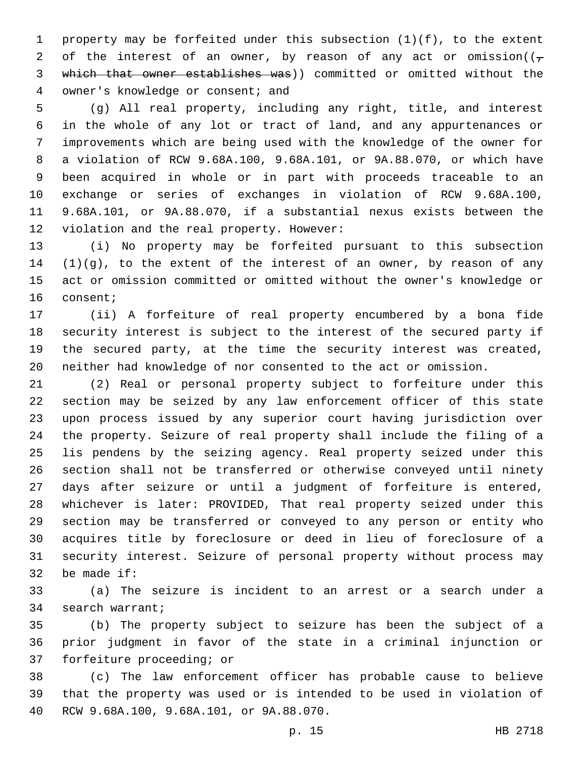property may be forfeited under this subsection (1)(f), to the extent of the interest of an owner, by reason of any act or omission((, ~~which that owner establishes was~~)) committed or omitted without the owner's knowledge or consent; and

(g) All real property, including any right, title, and interest in the whole of any lot or tract of land, and any appurtenances or improvements which are being used with the knowledge of the owner for a violation of RCW 9.68A.100, 9.68A.101, or 9A.88.070, or which have been acquired in whole or in part with proceeds traceable to an exchange or series of exchanges in violation of RCW 9.68A.100, 9.68A.101, or 9A.88.070, if a substantial nexus exists between the violation and the real property. However:

(i) No property may be forfeited pursuant to this subsection (1)(g), to the extent of the interest of an owner, by reason of any act or omission committed or omitted without the owner's knowledge or consent;

(ii) A forfeiture of real property encumbered by a bona fide security interest is subject to the interest of the secured party if the secured party, at the time the security interest was created, neither had knowledge of nor consented to the act or omission.

(2) Real or personal property subject to forfeiture under this section may be seized by any law enforcement officer of this state upon process issued by any superior court having jurisdiction over the property. Seizure of real property shall include the filing of a lis pendens by the seizing agency. Real property seized under this section shall not be transferred or otherwise conveyed until ninety days after seizure or until a judgment of forfeiture is entered, whichever is later: PROVIDED, That real property seized under this section may be transferred or conveyed to any person or entity who acquires title by foreclosure or deed in lieu of foreclosure of a security interest. Seizure of personal property without process may be made if:

(a) The seizure is incident to an arrest or a search under a search warrant;

(b) The property subject to seizure has been the subject of a prior judgment in favor of the state in a criminal injunction or forfeiture proceeding; or

(c) The law enforcement officer has probable cause to believe that the property was used or is intended to be used in violation of RCW 9.68A.100, 9.68A.101, or 9A.88.070.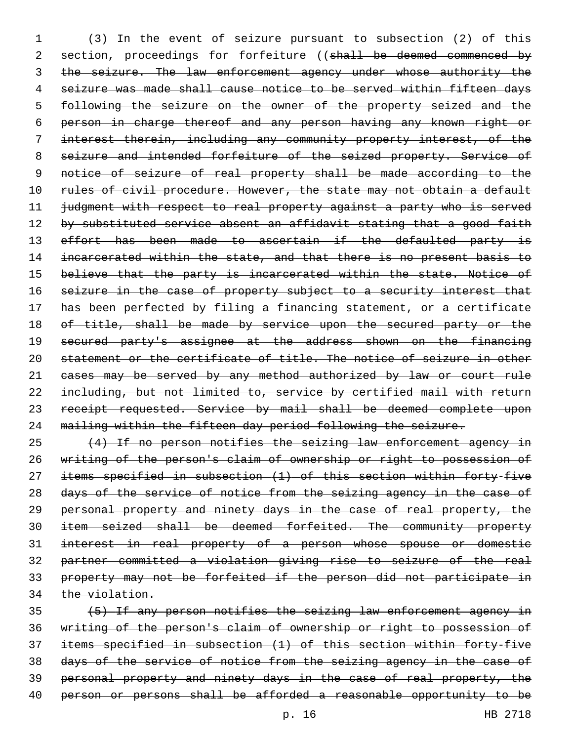(3) In the event of seizure pursuant to subsection (2) of this section, proceedings for forfeiture ((~~shall be deemed commenced by the seizure. The law enforcement agency under whose authority the seizure was made shall cause notice to be served within fifteen days following the seizure on the owner of the property seized and the person in charge thereof and any person having any known right or interest therein, including any community property interest, of the seizure and intended forfeiture of the seized property. Service of notice of seizure of real property shall be made according to the rules of civil procedure. However, the state may not obtain a default judgment with respect to real property against a party who is served by substituted service absent an affidavit stating that a good faith effort has been made to ascertain if the defaulted party is incarcerated within the state, and that there is no present basis to believe that the party is incarcerated within the state. Notice of seizure in the case of property subject to a security interest that has been perfected by filing a financing statement, or a certificate of title, shall be made by service upon the secured party or the secured party's assignee at the address shown on the financing statement or the certificate of title. The notice of seizure in other cases may be served by any method authorized by law or court rule including, but not limited to, service by certified mail with return receipt requested. Service by mail shall be deemed complete upon mailing within the fifteen day period following the seizure.~~

~~(4) If no person notifies the seizing law enforcement agency in writing of the person's claim of ownership or right to possession of items specified in subsection (1) of this section within forty-five days of the service of notice from the seizing agency in the case of personal property and ninety days in the case of real property, the item seized shall be deemed forfeited. The community property interest in real property of a person whose spouse or domestic partner committed a violation giving rise to seizure of the real property may not be forfeited if the person did not participate in the violation.~~

~~(5) If any person notifies the seizing law enforcement agency in writing of the person's claim of ownership or right to possession of items specified in subsection (1) of this section within forty-five days of the service of notice from the seizing agency in the case of personal property and ninety days in the case of real property, the person or persons shall be afforded a reasonable opportunity to be~~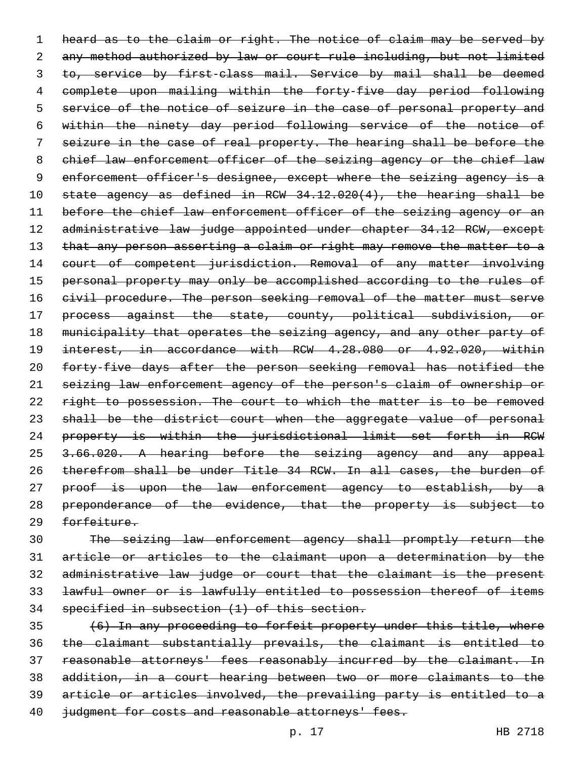~~heard as to the claim or right. The notice of claim may be served by any method authorized by law or court rule including, but not limited to, service by first-class mail. Service by mail shall be deemed complete upon mailing within the forty-five day period following service of the notice of seizure in the case of personal property and within the ninety day period following service of the notice of seizure in the case of real property. The hearing shall be before the chief law enforcement officer of the seizing agency or the chief law enforcement officer's designee, except where the seizing agency is a state agency as defined in RCW 34.12.020(4), the hearing shall be before the chief law enforcement officer of the seizing agency or an administrative law judge appointed under chapter 34.12 RCW, except that any person asserting a claim or right may remove the matter to a court of competent jurisdiction. Removal of any matter involving personal property may only be accomplished according to the rules of civil procedure. The person seeking removal of the matter must serve process against the state, county, political subdivision, or municipality that operates the seizing agency, and any other party of interest, in accordance with RCW 4.28.080 or 4.92.020, within forty-five days after the person seeking removal has notified the seizing law enforcement agency of the person's claim of ownership or right to possession. The court to which the matter is to be removed shall be the district court when the aggregate value of personal property is within the jurisdictional limit set forth in RCW 3.66.020. A hearing before the seizing agency and any appeal therefrom shall be under Title 34 RCW. In all cases, the burden of proof is upon the law enforcement agency to establish, by a preponderance of the evidence, that the property is subject to forfeiture.~~

~~The seizing law enforcement agency shall promptly return the article or articles to the claimant upon a determination by the administrative law judge or court that the claimant is the present lawful owner or is lawfully entitled to possession thereof of items specified in subsection (1) of this section.~~

~~(6) In any proceeding to forfeit property under this title, where the claimant substantially prevails, the claimant is entitled to reasonable attorneys' fees reasonably incurred by the claimant. In addition, in a court hearing between two or more claimants to the article or articles involved, the prevailing party is entitled to a judgment for costs and reasonable attorneys' fees.~~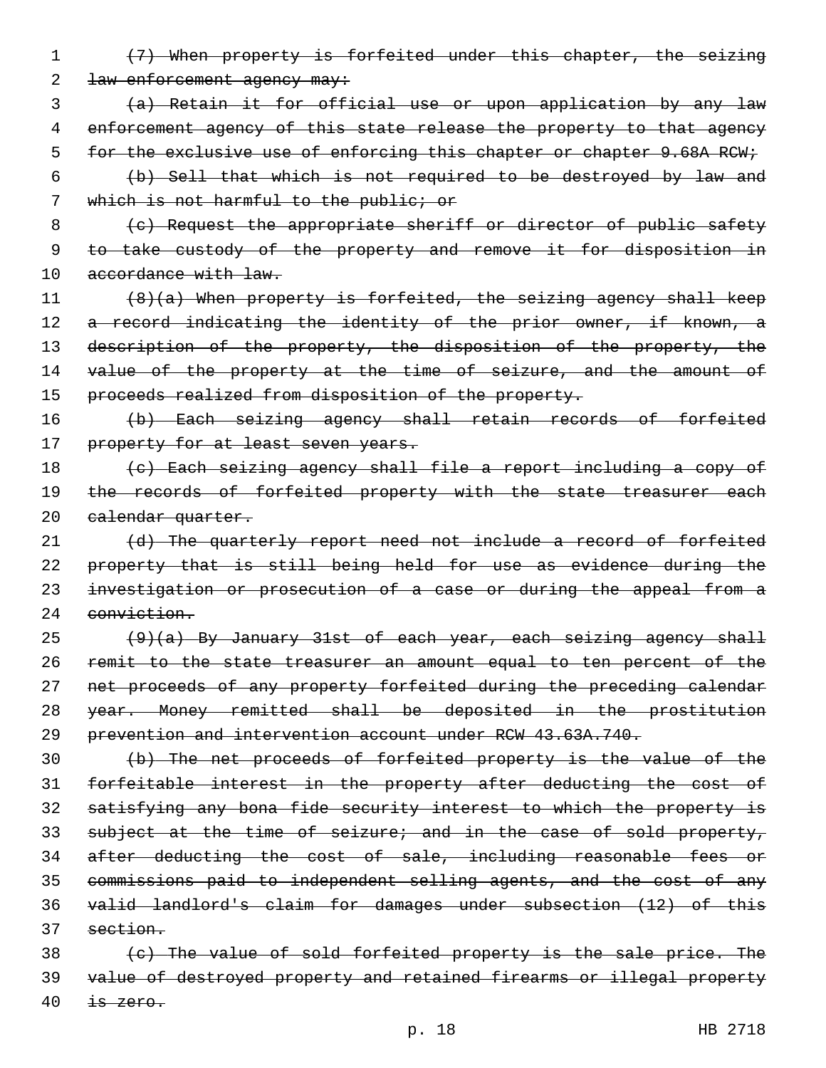~~(7) When property is forfeited under this chapter, the seizing law enforcement agency may:~~

~~(a) Retain it for official use or upon application by any law enforcement agency of this state release the property to that agency for the exclusive use of enforcing this chapter or chapter 9.68A RCW;~~

~~(b) Sell that which is not required to be destroyed by law and which is not harmful to the public; or~~

~~(c) Request the appropriate sheriff or director of public safety to take custody of the property and remove it for disposition in accordance with law.~~

~~(8)(a) When property is forfeited, the seizing agency shall keep a record indicating the identity of the prior owner, if known, a description of the property, the disposition of the property, the value of the property at the time of seizure, and the amount of proceeds realized from disposition of the property.~~

~~(b) Each seizing agency shall retain records of forfeited property for at least seven years.~~

~~(c) Each seizing agency shall file a report including a copy of the records of forfeited property with the state treasurer each calendar quarter.~~

~~(d) The quarterly report need not include a record of forfeited property that is still being held for use as evidence during the investigation or prosecution of a case or during the appeal from a conviction.~~

~~(9)(a) By January 31st of each year, each seizing agency shall remit to the state treasurer an amount equal to ten percent of the net proceeds of any property forfeited during the preceding calendar year. Money remitted shall be deposited in the prostitution prevention and intervention account under RCW 43.63A.740.~~

~~(b) The net proceeds of forfeited property is the value of the forfeitable interest in the property after deducting the cost of satisfying any bona fide security interest to which the property is subject at the time of seizure; and in the case of sold property, after deducting the cost of sale, including reasonable fees or commissions paid to independent selling agents, and the cost of any valid landlord's claim for damages under subsection (12) of this section.~~

~~(c) The value of sold forfeited property is the sale price. The value of destroyed property and retained firearms or illegal property is zero.~~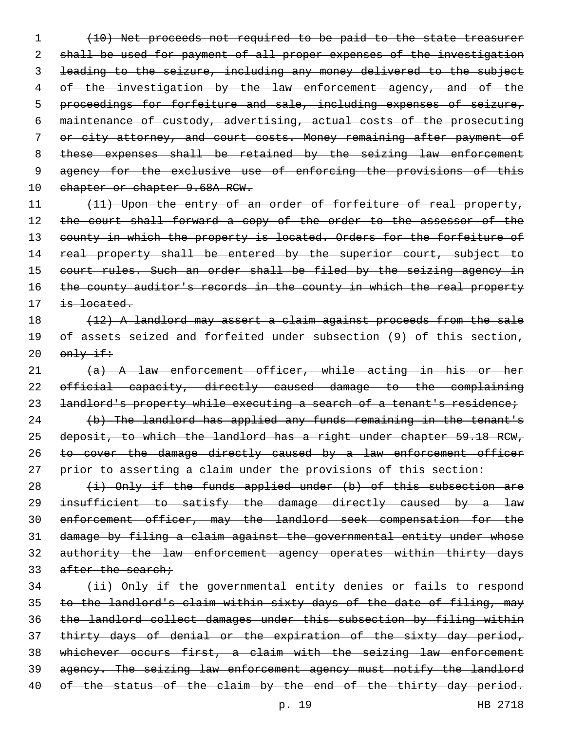~~(10) Net proceeds not required to be paid to the state treasurer shall be used for payment of all proper expenses of the investigation leading to the seizure, including any money delivered to the subject of the investigation by the law enforcement agency, and of the proceedings for forfeiture and sale, including expenses of seizure, maintenance of custody, advertising, actual costs of the prosecuting or city attorney, and court costs. Money remaining after payment of these expenses shall be retained by the seizing law enforcement agency for the exclusive use of enforcing the provisions of this chapter or chapter 9.68A RCW.~~

~~(11) Upon the entry of an order of forfeiture of real property, the court shall forward a copy of the order to the assessor of the county in which the property is located. Orders for the forfeiture of real property shall be entered by the superior court, subject to court rules. Such an order shall be filed by the seizing agency in the county auditor's records in the county in which the real property is located.~~

~~(12) A landlord may assert a claim against proceeds from the sale of assets seized and forfeited under subsection (9) of this section, only if:~~

~~(a) A law enforcement officer, while acting in his or her official capacity, directly caused damage to the complaining landlord's property while executing a search of a tenant's residence;~~

~~(b) The landlord has applied any funds remaining in the tenant's deposit, to which the landlord has a right under chapter 59.18 RCW, to cover the damage directly caused by a law enforcement officer prior to asserting a claim under the provisions of this section:~~

~~(i) Only if the funds applied under (b) of this subsection are insufficient to satisfy the damage directly caused by a law enforcement officer, may the landlord seek compensation for the damage by filing a claim against the governmental entity under whose authority the law enforcement agency operates within thirty days after the search;~~

~~(ii) Only if the governmental entity denies or fails to respond to the landlord's claim within sixty days of the date of filing, may the landlord collect damages under this subsection by filing within thirty days of denial or the expiration of the sixty day period, whichever occurs first, a claim with the seizing law enforcement agency. The seizing law enforcement agency must notify the landlord of the status of the claim by the end of the thirty day period.~~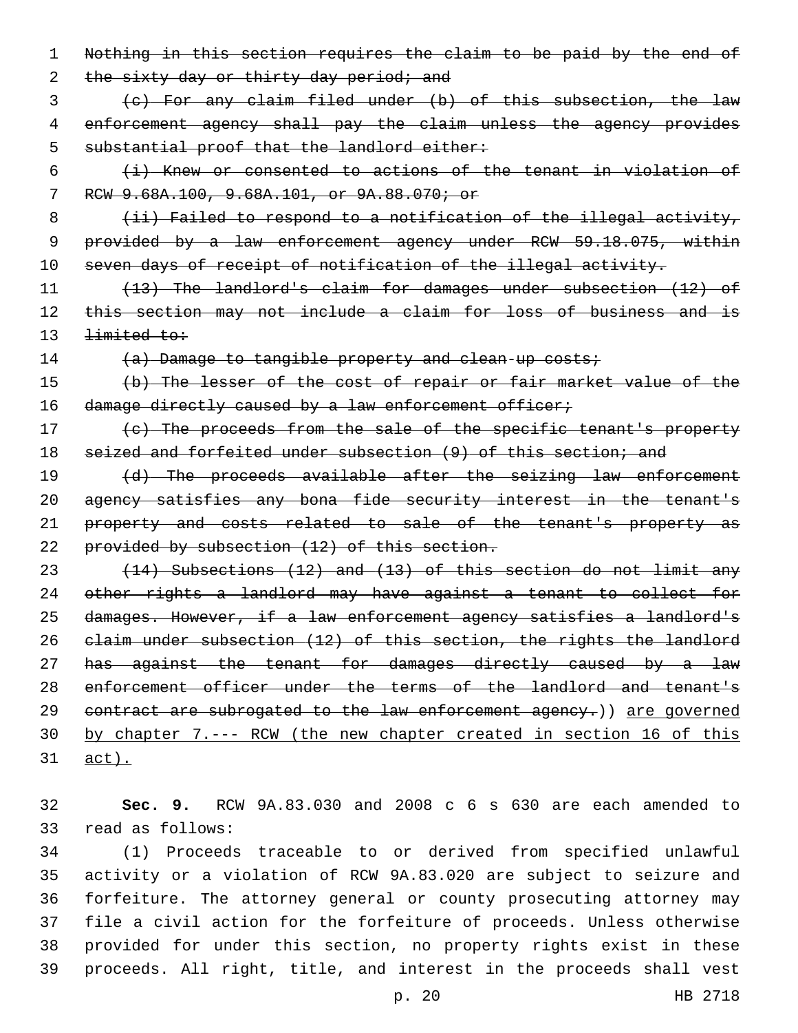~~Nothing in this section requires the claim to be paid by the end of the sixty day or thirty day period; and~~

~~(c) For any claim filed under (b) of this subsection, the law enforcement agency shall pay the claim unless the agency provides substantial proof that the landlord either:~~

~~(i) Knew or consented to actions of the tenant in violation of RCW 9.68A.100, 9.68A.101, or 9A.88.070; or~~

~~(ii) Failed to respond to a notification of the illegal activity, provided by a law enforcement agency under RCW 59.18.075, within seven days of receipt of notification of the illegal activity.~~

~~(13) The landlord's claim for damages under subsection (12) of this section may not include a claim for loss of business and is limited to:~~

~~(a) Damage to tangible property and clean-up costs;~~

~~(b) The lesser of the cost of repair or fair market value of the damage directly caused by a law enforcement officer;~~

~~(c) The proceeds from the sale of the specific tenant's property seized and forfeited under subsection (9) of this section; and~~

~~(d) The proceeds available after the seizing law enforcement agency satisfies any bona fide security interest in the tenant's property and costs related to sale of the tenant's property as provided by subsection (12) of this section.~~

~~(14) Subsections (12) and (13) of this section do not limit any other rights a landlord may have against a tenant to collect for damages. However, if a law enforcement agency satisfies a landlord's claim under subsection (12) of this section, the rights the landlord has against the tenant for damages directly caused by a law enforcement officer under the terms of the landlord and tenant's contract are subrogated to the law enforcement agency.~~)) <u>are governed by chapter 7.--- RCW (the new chapter created in section 16 of this act).</u>

**Sec. 9.** RCW 9A.83.030 and 2008 c 6 s 630 are each amended to read as follows:

(1) Proceeds traceable to or derived from specified unlawful activity or a violation of RCW 9A.83.020 are subject to seizure and forfeiture. The attorney general or county prosecuting attorney may file a civil action for the forfeiture of proceeds. Unless otherwise provided for under this section, no property rights exist in these proceeds. All right, title, and interest in the proceeds shall vest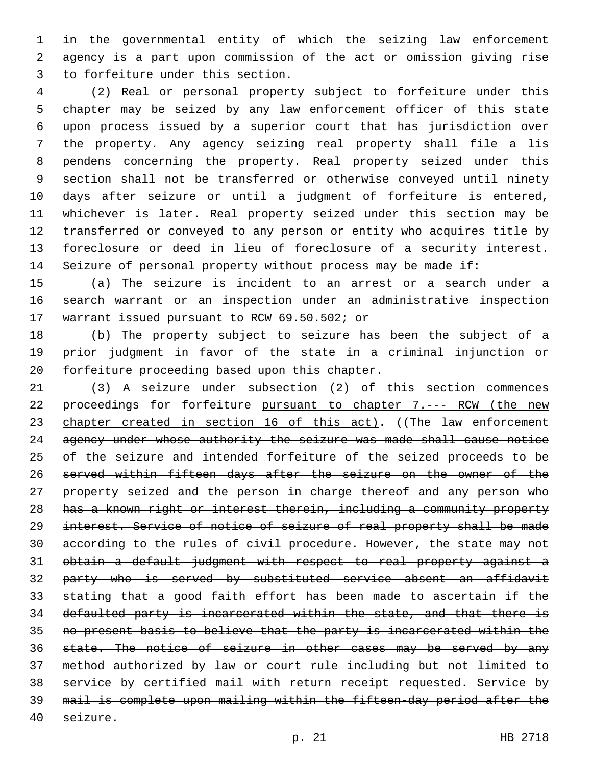in the governmental entity of which the seizing law enforcement agency is a part upon commission of the act or omission giving rise to forfeiture under this section.

(2) Real or personal property subject to forfeiture under this chapter may be seized by any law enforcement officer of this state upon process issued by a superior court that has jurisdiction over the property. Any agency seizing real property shall file a lis pendens concerning the property. Real property seized under this section shall not be transferred or otherwise conveyed until ninety days after seizure or until a judgment of forfeiture is entered, whichever is later. Real property seized under this section may be transferred or conveyed to any person or entity who acquires title by foreclosure or deed in lieu of foreclosure of a security interest. Seizure of personal property without process may be made if:

(a) The seizure is incident to an arrest or a search under a search warrant or an inspection under an administrative inspection warrant issued pursuant to RCW 69.50.502; or

(b) The property subject to seizure has been the subject of a prior judgment in favor of the state in a criminal injunction or forfeiture proceeding based upon this chapter.

(3) A seizure under subsection (2) of this section commences proceedings for forfeiture <u>pursuant to chapter 7.--- RCW (the new chapter created in section 16 of this act)</u>. ((~~The law enforcement agency under whose authority the seizure was made shall cause notice of the seizure and intended forfeiture of the seized proceeds to be served within fifteen days after the seizure on the owner of the property seized and the person in charge thereof and any person who has a known right or interest therein, including a community property interest. Service of notice of seizure of real property shall be made according to the rules of civil procedure. However, the state may not obtain a default judgment with respect to real property against a party who is served by substituted service absent an affidavit stating that a good faith effort has been made to ascertain if the defaulted party is incarcerated within the state, and that there is no present basis to believe that the party is incarcerated within the state. The notice of seizure in other cases may be served by any method authorized by law or court rule including but not limited to service by certified mail with return receipt requested. Service by mail is complete upon mailing within the fifteen-day period after the seizure.~~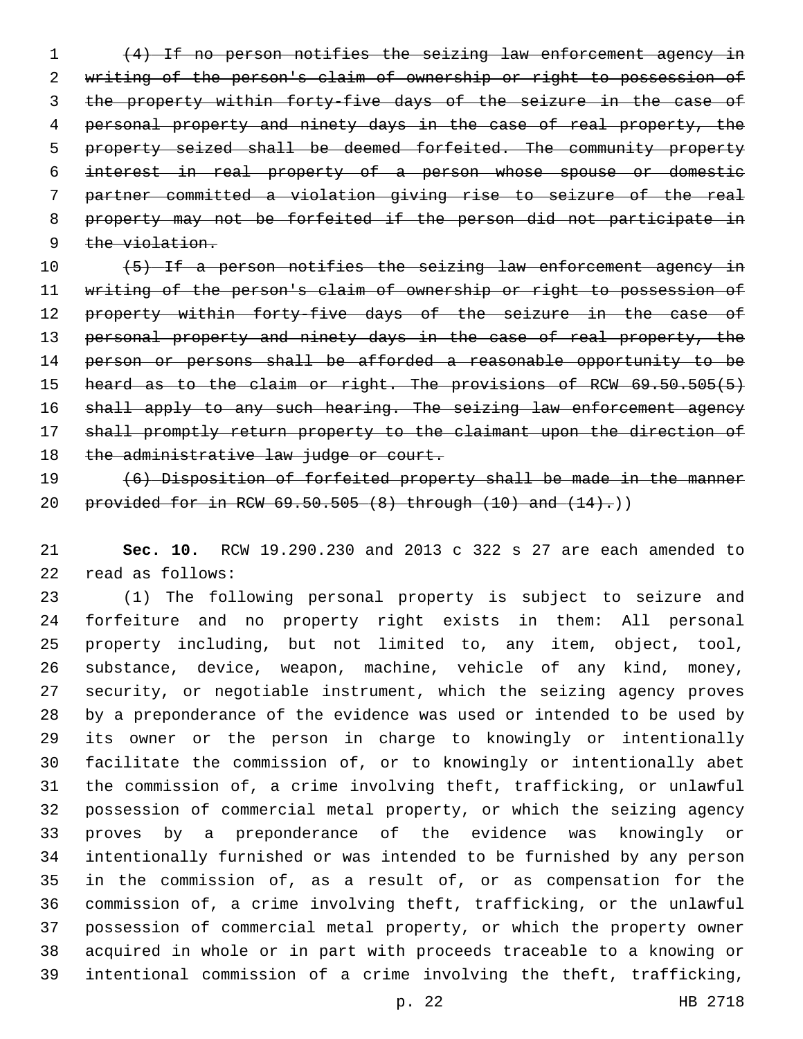~~(4) If no person notifies the seizing law enforcement agency in writing of the person's claim of ownership or right to possession of the property within forty-five days of the seizure in the case of personal property and ninety days in the case of real property, the property seized shall be deemed forfeited. The community property interest in real property of a person whose spouse or domestic partner committed a violation giving rise to seizure of the real property may not be forfeited if the person did not participate in the violation.~~

~~(5) If a person notifies the seizing law enforcement agency in writing of the person's claim of ownership or right to possession of property within forty-five days of the seizure in the case of personal property and ninety days in the case of real property, the person or persons shall be afforded a reasonable opportunity to be heard as to the claim or right. The provisions of RCW 69.50.505(5) shall apply to any such hearing. The seizing law enforcement agency shall promptly return property to the claimant upon the direction of the administrative law judge or court.~~

~~(6) Disposition of forfeited property shall be made in the manner provided for in RCW 69.50.505 (8) through (10) and (14).~~))

**Sec. 10.** RCW 19.290.230 and 2013 c 322 s 27 are each amended to read as follows:

(1) The following personal property is subject to seizure and forfeiture and no property right exists in them: All personal property including, but not limited to, any item, object, tool, substance, device, weapon, machine, vehicle of any kind, money, security, or negotiable instrument, which the seizing agency proves by a preponderance of the evidence was used or intended to be used by its owner or the person in charge to knowingly or intentionally facilitate the commission of, or to knowingly or intentionally abet the commission of, a crime involving theft, trafficking, or unlawful possession of commercial metal property, or which the seizing agency proves by a preponderance of the evidence was knowingly or intentionally furnished or was intended to be furnished by any person in the commission of, as a result of, or as compensation for the commission of, a crime involving theft, trafficking, or the unlawful possession of commercial metal property, or which the property owner acquired in whole or in part with proceeds traceable to a knowing or intentional commission of a crime involving the theft, trafficking,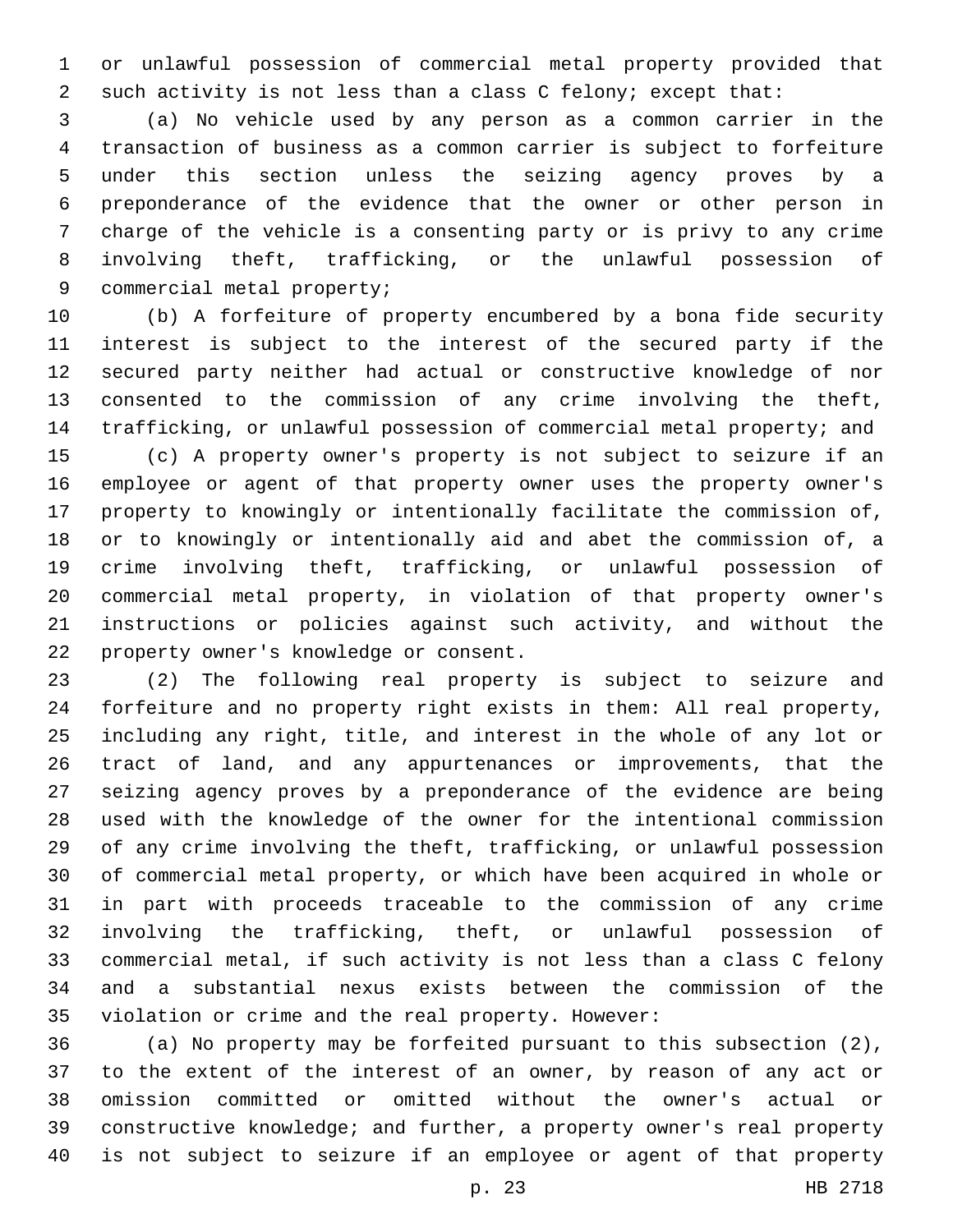or unlawful possession of commercial metal property provided that such activity is not less than a class C felony; except that:

(a) No vehicle used by any person as a common carrier in the transaction of business as a common carrier is subject to forfeiture under this section unless the seizing agency proves by a preponderance of the evidence that the owner or other person in charge of the vehicle is a consenting party or is privy to any crime involving theft, trafficking, or the unlawful possession of commercial metal property;

(b) A forfeiture of property encumbered by a bona fide security interest is subject to the interest of the secured party if the secured party neither had actual or constructive knowledge of nor consented to the commission of any crime involving the theft, trafficking, or unlawful possession of commercial metal property; and

(c) A property owner's property is not subject to seizure if an employee or agent of that property owner uses the property owner's property to knowingly or intentionally facilitate the commission of, or to knowingly or intentionally aid and abet the commission of, a crime involving theft, trafficking, or unlawful possession of commercial metal property, in violation of that property owner's instructions or policies against such activity, and without the property owner's knowledge or consent.

(2) The following real property is subject to seizure and forfeiture and no property right exists in them: All real property, including any right, title, and interest in the whole of any lot or tract of land, and any appurtenances or improvements, that the seizing agency proves by a preponderance of the evidence are being used with the knowledge of the owner for the intentional commission of any crime involving the theft, trafficking, or unlawful possession of commercial metal property, or which have been acquired in whole or in part with proceeds traceable to the commission of any crime involving the trafficking, theft, or unlawful possession of commercial metal, if such activity is not less than a class C felony and a substantial nexus exists between the commission of the violation or crime and the real property. However:

(a) No property may be forfeited pursuant to this subsection (2), to the extent of the interest of an owner, by reason of any act or omission committed or omitted without the owner's actual or constructive knowledge; and further, a property owner's real property is not subject to seizure if an employee or agent of that property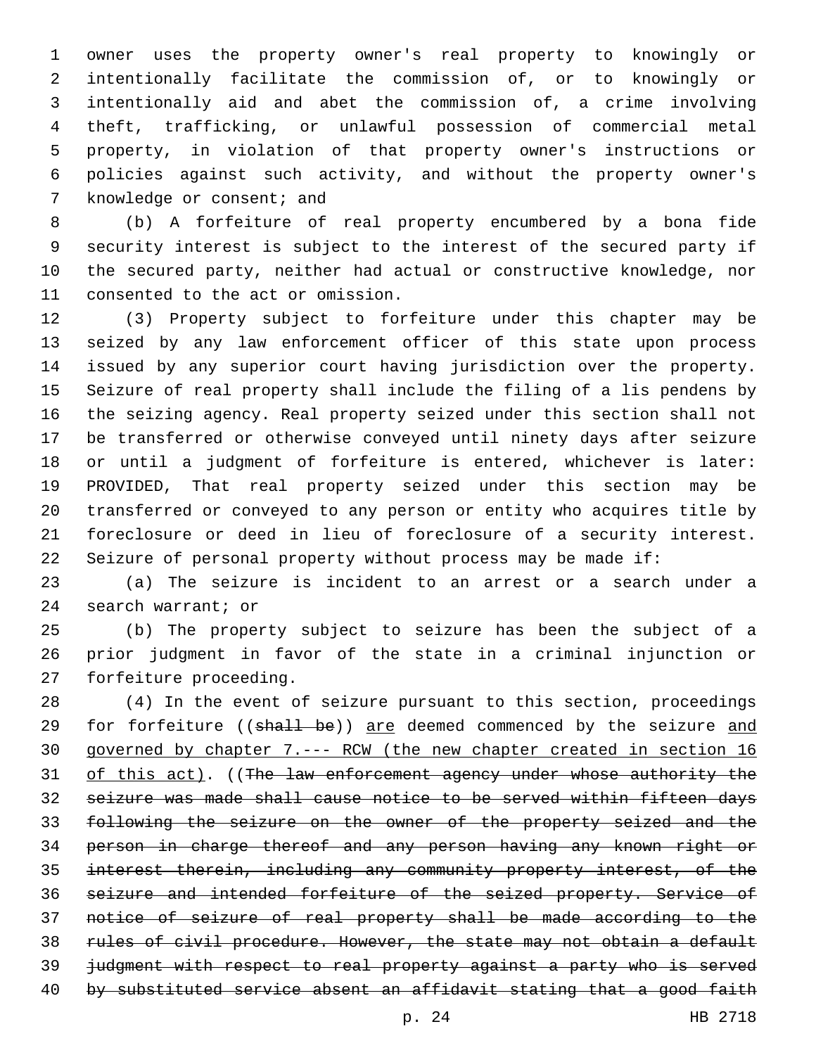owner uses the property owner's real property to knowingly or intentionally facilitate the commission of, or to knowingly or intentionally aid and abet the commission of, a crime involving theft, trafficking, or unlawful possession of commercial metal property, in violation of that property owner's instructions or policies against such activity, and without the property owner's knowledge or consent; and

(b) A forfeiture of real property encumbered by a bona fide security interest is subject to the interest of the secured party if the secured party, neither had actual or constructive knowledge, nor consented to the act or omission.

(3) Property subject to forfeiture under this chapter may be seized by any law enforcement officer of this state upon process issued by any superior court having jurisdiction over the property. Seizure of real property shall include the filing of a lis pendens by the seizing agency. Real property seized under this section shall not be transferred or otherwise conveyed until ninety days after seizure or until a judgment of forfeiture is entered, whichever is later: PROVIDED, That real property seized under this section may be transferred or conveyed to any person or entity who acquires title by foreclosure or deed in lieu of foreclosure of a security interest. Seizure of personal property without process may be made if:

(a) The seizure is incident to an arrest or a search under a search warrant; or

(b) The property subject to seizure has been the subject of a prior judgment in favor of the state in a criminal injunction or forfeiture proceeding.

(4) In the event of seizure pursuant to this section, proceedings for forfeiture ((~~shall be~~)) <u>are</u> deemed commenced by the seizure <u>and governed by chapter 7.--- RCW (the new chapter created in section 16 of this act)</u>. ((~~The law enforcement agency under whose authority the seizure was made shall cause notice to be served within fifteen days following the seizure on the owner of the property seized and the person in charge thereof and any person having any known right or interest therein, including any community property interest, of the seizure and intended forfeiture of the seized property. Service of notice of seizure of real property shall be made according to the rules of civil procedure. However, the state may not obtain a default judgment with respect to real property against a party who is served by substituted service absent an affidavit stating that a good faith~~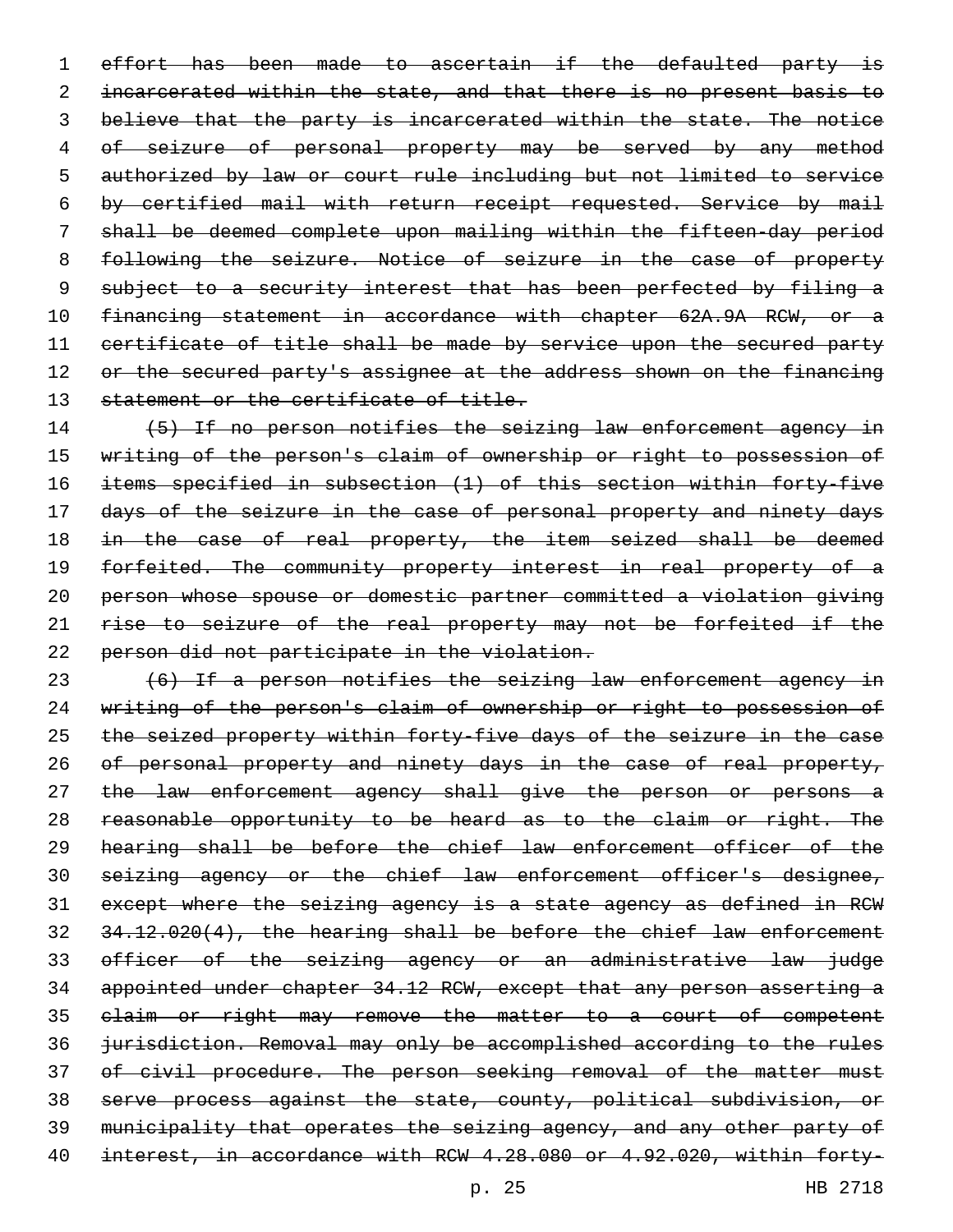effort has been made to ascertain if the defaulted party is incarcerated within the state, and that there is no present basis to believe that the party is incarcerated within the state. The notice of seizure of personal property may be served by any method authorized by law or court rule including but not limited to service by certified mail with return receipt requested. Service by mail shall be deemed complete upon mailing within the fifteen-day period following the seizure. Notice of seizure in the case of property subject to a security interest that has been perfected by filing a financing statement in accordance with chapter 62A.9A RCW, or a certificate of title shall be made by service upon the secured party or the secured party's assignee at the address shown on the financing statement or the certificate of title.

(5) If no person notifies the seizing law enforcement agency in writing of the person's claim of ownership or right to possession of items specified in subsection (1) of this section within forty-five days of the seizure in the case of personal property and ninety days in the case of real property, the item seized shall be deemed forfeited. The community property interest in real property of a person whose spouse or domestic partner committed a violation giving rise to seizure of the real property may not be forfeited if the person did not participate in the violation.

(6) If a person notifies the seizing law enforcement agency in writing of the person's claim of ownership or right to possession of the seized property within forty-five days of the seizure in the case of personal property and ninety days in the case of real property, the law enforcement agency shall give the person or persons a reasonable opportunity to be heard as to the claim or right. The hearing shall be before the chief law enforcement officer of the seizing agency or the chief law enforcement officer's designee, except where the seizing agency is a state agency as defined in RCW 34.12.020(4), the hearing shall be before the chief law enforcement officer of the seizing agency or an administrative law judge appointed under chapter 34.12 RCW, except that any person asserting a claim or right may remove the matter to a court of competent jurisdiction. Removal may only be accomplished according to the rules of civil procedure. The person seeking removal of the matter must serve process against the state, county, political subdivision, or municipality that operates the seizing agency, and any other party of interest, in accordance with RCW 4.28.080 or 4.92.020, within forty-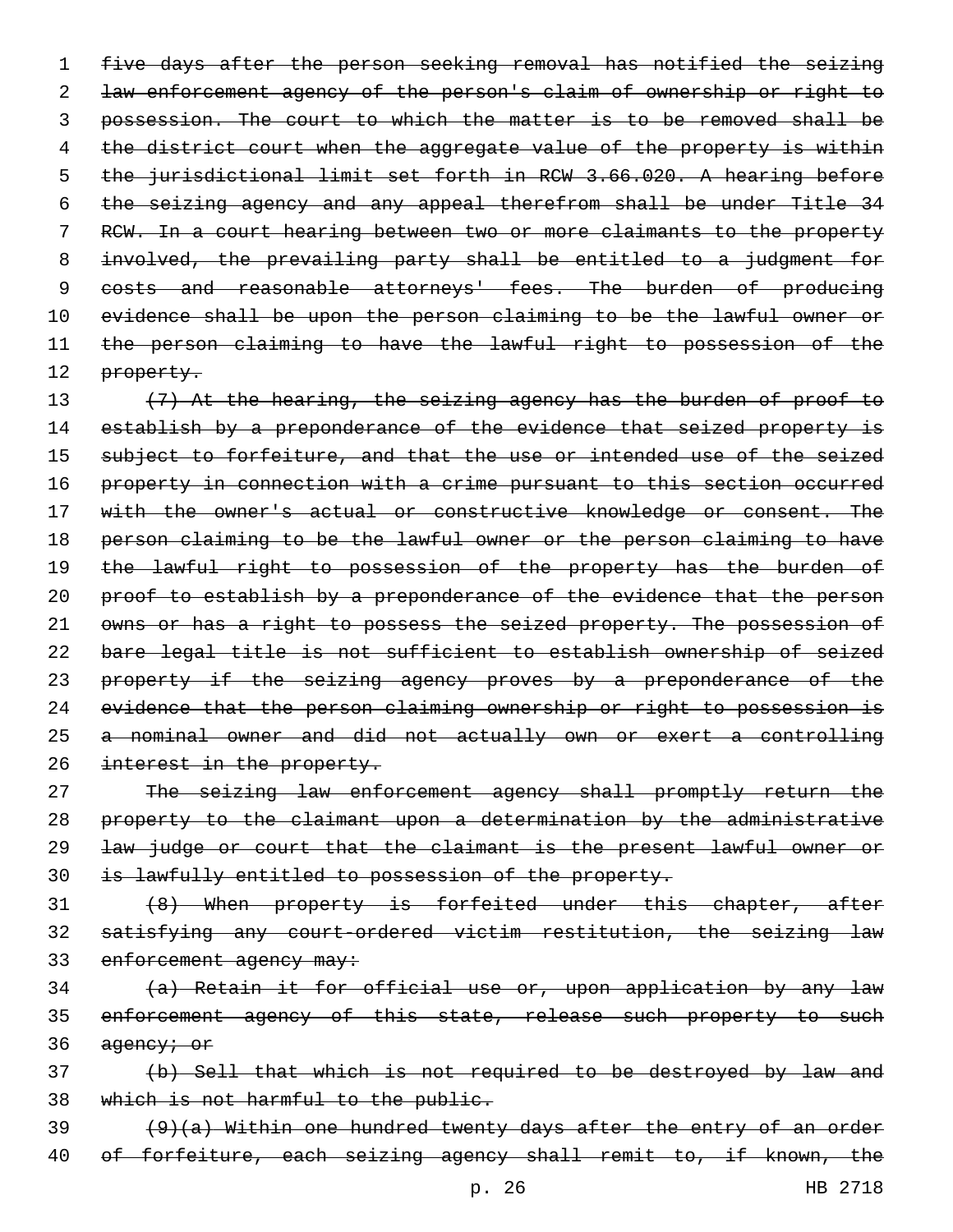~~five days after the person seeking removal has notified the seizing law enforcement agency of the person's claim of ownership or right to possession. The court to which the matter is to be removed shall be the district court when the aggregate value of the property is within the jurisdictional limit set forth in RCW 3.66.020. A hearing before the seizing agency and any appeal therefrom shall be under Title 34 RCW. In a court hearing between two or more claimants to the property involved, the prevailing party shall be entitled to a judgment for costs and reasonable attorneys' fees. The burden of producing evidence shall be upon the person claiming to be the lawful owner or the person claiming to have the lawful right to possession of the property.~~

~~(7) At the hearing, the seizing agency has the burden of proof to establish by a preponderance of the evidence that seized property is subject to forfeiture, and that the use or intended use of the seized property in connection with a crime pursuant to this section occurred with the owner's actual or constructive knowledge or consent. The person claiming to be the lawful owner or the person claiming to have the lawful right to possession of the property has the burden of proof to establish by a preponderance of the evidence that the person owns or has a right to possess the seized property. The possession of bare legal title is not sufficient to establish ownership of seized property if the seizing agency proves by a preponderance of the evidence that the person claiming ownership or right to possession is a nominal owner and did not actually own or exert a controlling interest in the property.~~

~~The seizing law enforcement agency shall promptly return the property to the claimant upon a determination by the administrative law judge or court that the claimant is the present lawful owner or is lawfully entitled to possession of the property.~~

~~(8) When property is forfeited under this chapter, after satisfying any court-ordered victim restitution, the seizing law enforcement agency may:~~

~~(a) Retain it for official use or, upon application by any law enforcement agency of this state, release such property to such agency; or~~

~~(b) Sell that which is not required to be destroyed by law and which is not harmful to the public.~~

~~(9)(a) Within one hundred twenty days after the entry of an order of forfeiture, each seizing agency shall remit to, if known, the~~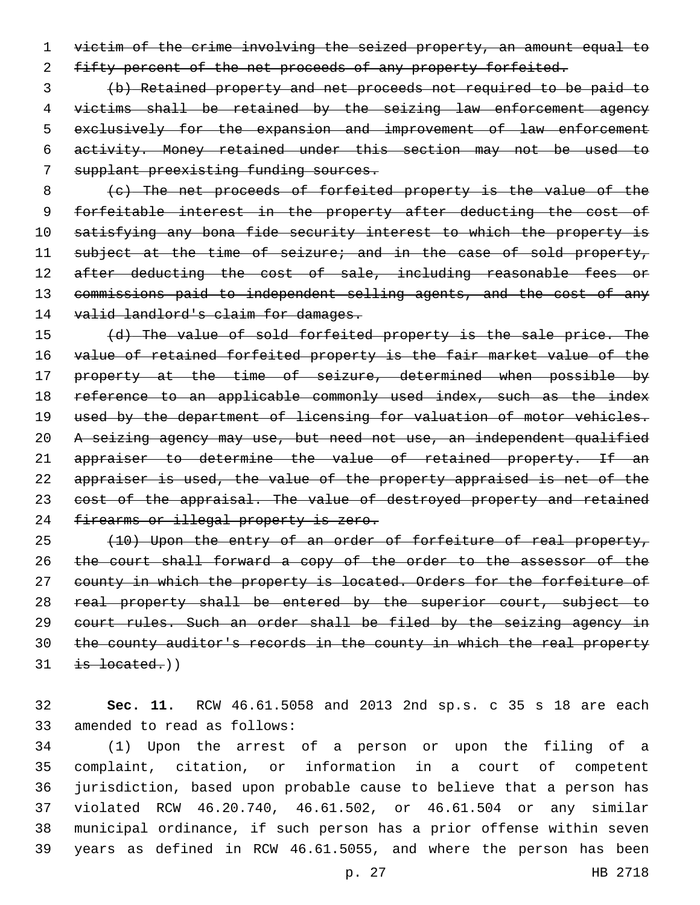~~victim of the crime involving the seized property, an amount equal to fifty percent of the net proceeds of any property forfeited.~~

~~(b) Retained property and net proceeds not required to be paid to victims shall be retained by the seizing law enforcement agency exclusively for the expansion and improvement of law enforcement activity. Money retained under this section may not be used to supplant preexisting funding sources.~~

~~(c) The net proceeds of forfeited property is the value of the forfeitable interest in the property after deducting the cost of satisfying any bona fide security interest to which the property is subject at the time of seizure; and in the case of sold property, after deducting the cost of sale, including reasonable fees or commissions paid to independent selling agents, and the cost of any valid landlord's claim for damages.~~

~~(d) The value of sold forfeited property is the sale price. The value of retained forfeited property is the fair market value of the property at the time of seizure, determined when possible by reference to an applicable commonly used index, such as the index used by the department of licensing for valuation of motor vehicles. A seizing agency may use, but need not use, an independent qualified appraiser to determine the value of retained property. If an appraiser is used, the value of the property appraised is net of the cost of the appraisal. The value of destroyed property and retained firearms or illegal property is zero.~~

~~(10) Upon the entry of an order of forfeiture of real property, the court shall forward a copy of the order to the assessor of the county in which the property is located. Orders for the forfeiture of real property shall be entered by the superior court, subject to court rules. Such an order shall be filed by the seizing agency in the county auditor's records in the county in which the real property is located.~~))

**Sec. 11.** RCW 46.61.5058 and 2013 2nd sp.s. c 35 s 18 are each amended to read as follows:

(1) Upon the arrest of a person or upon the filing of a complaint, citation, or information in a court of competent jurisdiction, based upon probable cause to believe that a person has violated RCW 46.20.740, 46.61.502, or 46.61.504 or any similar municipal ordinance, if such person has a prior offense within seven years as defined in RCW 46.61.5055, and where the person has been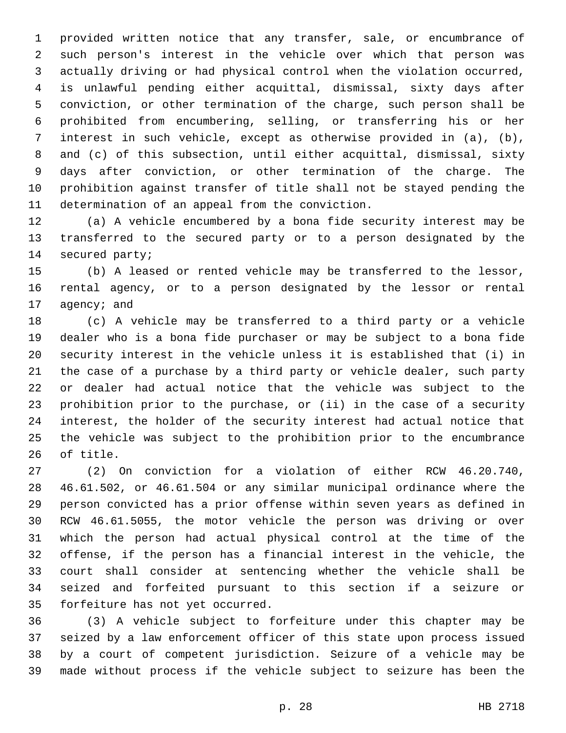provided written notice that any transfer, sale, or encumbrance of such person's interest in the vehicle over which that person was actually driving or had physical control when the violation occurred, is unlawful pending either acquittal, dismissal, sixty days after conviction, or other termination of the charge, such person shall be prohibited from encumbering, selling, or transferring his or her interest in such vehicle, except as otherwise provided in (a), (b), and (c) of this subsection, until either acquittal, dismissal, sixty days after conviction, or other termination of the charge. The prohibition against transfer of title shall not be stayed pending the determination of an appeal from the conviction.

(a) A vehicle encumbered by a bona fide security interest may be transferred to the secured party or to a person designated by the secured party;

(b) A leased or rented vehicle may be transferred to the lessor, rental agency, or to a person designated by the lessor or rental agency; and

(c) A vehicle may be transferred to a third party or a vehicle dealer who is a bona fide purchaser or may be subject to a bona fide security interest in the vehicle unless it is established that (i) in the case of a purchase by a third party or vehicle dealer, such party or dealer had actual notice that the vehicle was subject to the prohibition prior to the purchase, or (ii) in the case of a security interest, the holder of the security interest had actual notice that the vehicle was subject to the prohibition prior to the encumbrance of title.

(2) On conviction for a violation of either RCW 46.20.740, 46.61.502, or 46.61.504 or any similar municipal ordinance where the person convicted has a prior offense within seven years as defined in RCW 46.61.5055, the motor vehicle the person was driving or over which the person had actual physical control at the time of the offense, if the person has a financial interest in the vehicle, the court shall consider at sentencing whether the vehicle shall be seized and forfeited pursuant to this section if a seizure or forfeiture has not yet occurred.

(3) A vehicle subject to forfeiture under this chapter may be seized by a law enforcement officer of this state upon process issued by a court of competent jurisdiction. Seizure of a vehicle may be made without process if the vehicle subject to seizure has been the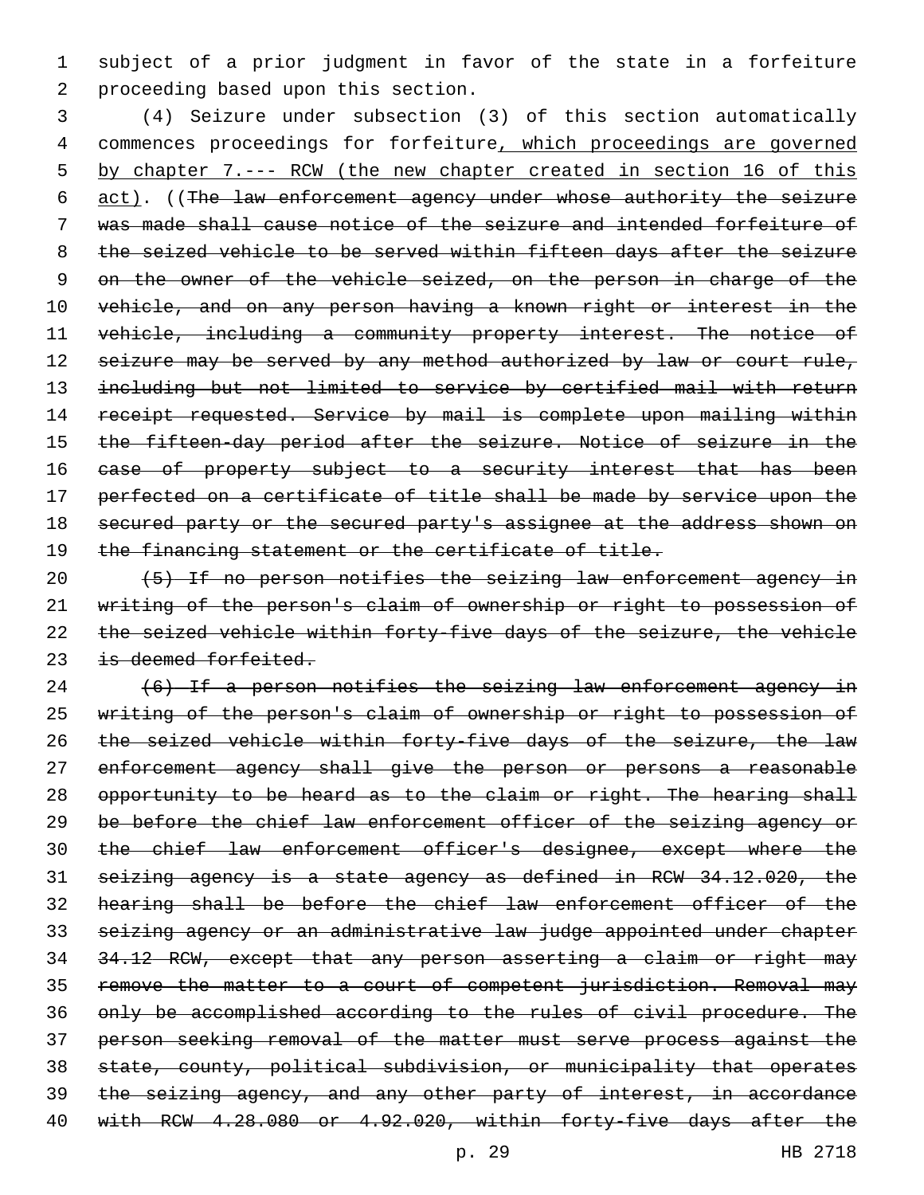subject of a prior judgment in favor of the state in a forfeiture proceeding based upon this section.

(4) Seizure under subsection (3) of this section automatically commences proceedings for forfeiture<u>, which proceedings are governed by chapter 7.--- RCW (the new chapter created in section 16 of this act)</u>. ((~~The law enforcement agency under whose authority the seizure was made shall cause notice of the seizure and intended forfeiture of the seized vehicle to be served within fifteen days after the seizure on the owner of the vehicle seized, on the person in charge of the vehicle, and on any person having a known right or interest in the vehicle, including a community property interest. The notice of seizure may be served by any method authorized by law or court rule, including but not limited to service by certified mail with return receipt requested. Service by mail is complete upon mailing within the fifteen-day period after the seizure. Notice of seizure in the case of property subject to a security interest that has been perfected on a certificate of title shall be made by service upon the secured party or the secured party's assignee at the address shown on the financing statement or the certificate of title.~~

~~(5) If no person notifies the seizing law enforcement agency in writing of the person's claim of ownership or right to possession of the seized vehicle within forty-five days of the seizure, the vehicle is deemed forfeited.~~

~~(6) If a person notifies the seizing law enforcement agency in writing of the person's claim of ownership or right to possession of the seized vehicle within forty-five days of the seizure, the law enforcement agency shall give the person or persons a reasonable opportunity to be heard as to the claim or right. The hearing shall be before the chief law enforcement officer of the seizing agency or the chief law enforcement officer's designee, except where the seizing agency is a state agency as defined in RCW 34.12.020, the hearing shall be before the chief law enforcement officer of the seizing agency or an administrative law judge appointed under chapter 34.12 RCW, except that any person asserting a claim or right may remove the matter to a court of competent jurisdiction. Removal may only be accomplished according to the rules of civil procedure. The person seeking removal of the matter must serve process against the state, county, political subdivision, or municipality that operates the seizing agency, and any other party of interest, in accordance with RCW 4.28.080 or 4.92.020, within forty-five days after the~~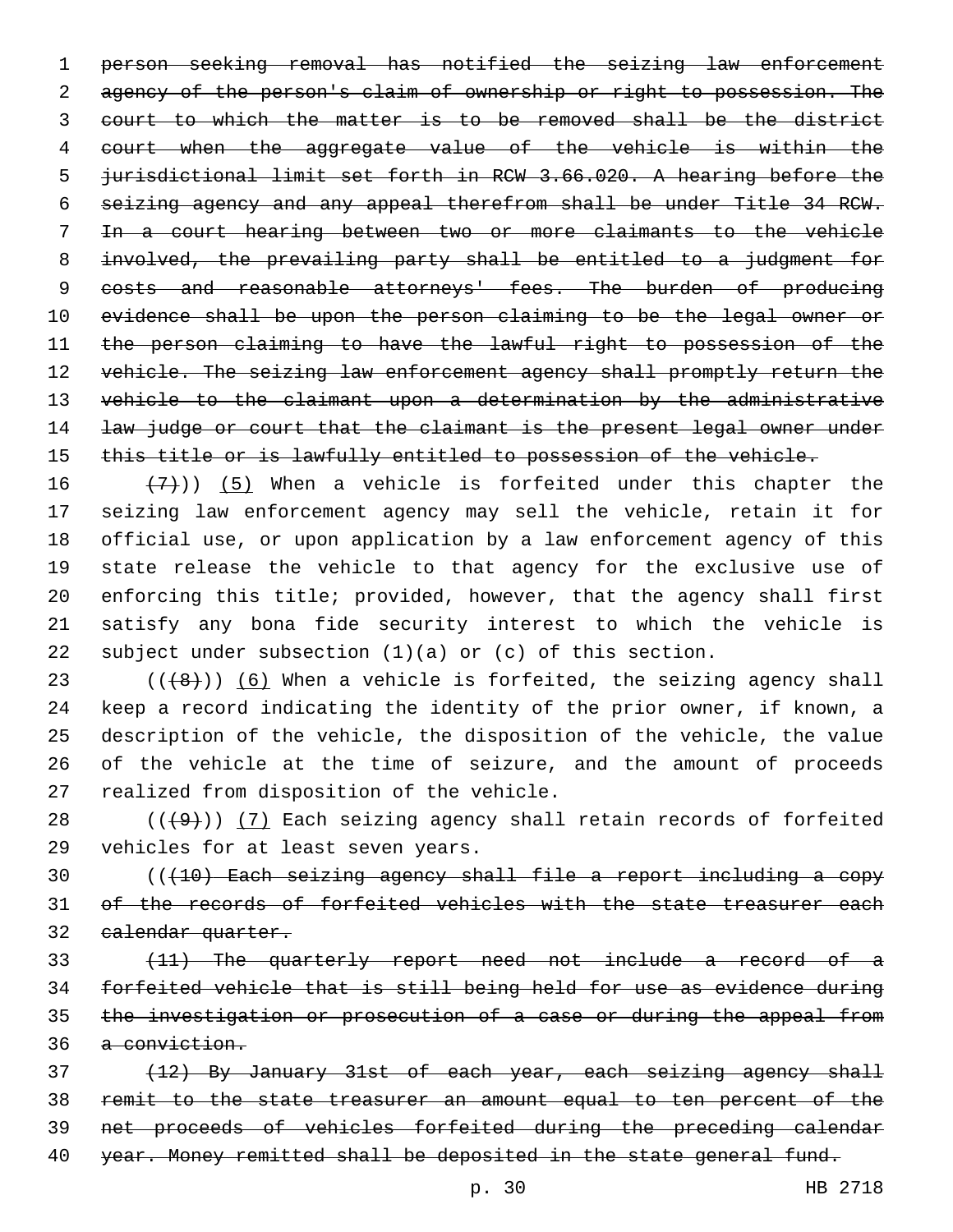~~person seeking removal has notified the seizing law enforcement agency of the person's claim of ownership or right to possession. The court to which the matter is to be removed shall be the district court when the aggregate value of the vehicle is within the jurisdictional limit set forth in RCW 3.66.020. A hearing before the seizing agency and any appeal therefrom shall be under Title 34 RCW. In a court hearing between two or more claimants to the vehicle involved, the prevailing party shall be entitled to a judgment for costs and reasonable attorneys' fees. The burden of producing evidence shall be upon the person claiming to be the legal owner or the person claiming to have the lawful right to possession of the vehicle. The seizing law enforcement agency shall promptly return the vehicle to the claimant upon a determination by the administrative law judge or court that the claimant is the present legal owner under this title or is lawfully entitled to possession of the vehicle.~~

~~(7)~~)) (5) When a vehicle is forfeited under this chapter the seizing law enforcement agency may sell the vehicle, retain it for official use, or upon application by a law enforcement agency of this state release the vehicle to that agency for the exclusive use of enforcing this title; provided, however, that the agency shall first satisfy any bona fide security interest to which the vehicle is subject under subsection (1)(a) or (c) of this section.

((~~(8)~~)) (6) When a vehicle is forfeited, the seizing agency shall keep a record indicating the identity of the prior owner, if known, a description of the vehicle, the disposition of the vehicle, the value of the vehicle at the time of seizure, and the amount of proceeds realized from disposition of the vehicle.

((~~(9)~~)) (7) Each seizing agency shall retain records of forfeited vehicles for at least seven years.

((~~(10) Each seizing agency shall file a report including a copy of the records of forfeited vehicles with the state treasurer each calendar quarter.~~

~~(11) The quarterly report need not include a record of a forfeited vehicle that is still being held for use as evidence during the investigation or prosecution of a case or during the appeal from a conviction.~~

~~(12) By January 31st of each year, each seizing agency shall remit to the state treasurer an amount equal to ten percent of the net proceeds of vehicles forfeited during the preceding calendar year. Money remitted shall be deposited in the state general fund.~~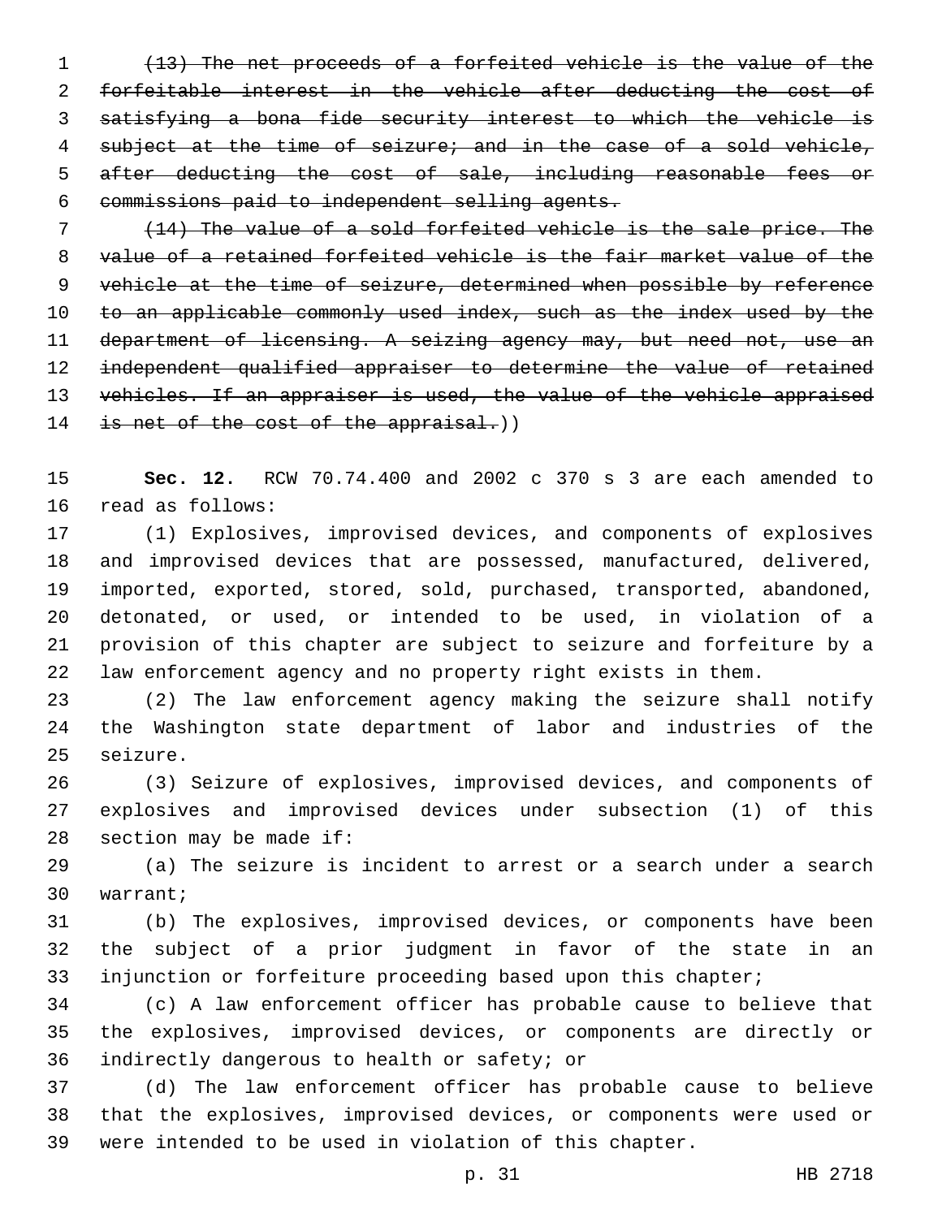~~(13) The net proceeds of a forfeited vehicle is the value of the forfeitable interest in the vehicle after deducting the cost of satisfying a bona fide security interest to which the vehicle is subject at the time of seizure; and in the case of a sold vehicle, after deducting the cost of sale, including reasonable fees or commissions paid to independent selling agents.~~

~~(14) The value of a sold forfeited vehicle is the sale price. The value of a retained forfeited vehicle is the fair market value of the vehicle at the time of seizure, determined when possible by reference to an applicable commonly used index, such as the index used by the department of licensing. A seizing agency may, but need not, use an independent qualified appraiser to determine the value of retained vehicles. If an appraiser is used, the value of the vehicle appraised is net of the cost of the appraisal.~~))

**Sec. 12.** RCW 70.74.400 and 2002 c 370 s 3 are each amended to read as follows:

(1) Explosives, improvised devices, and components of explosives and improvised devices that are possessed, manufactured, delivered, imported, exported, stored, sold, purchased, transported, abandoned, detonated, or used, or intended to be used, in violation of a provision of this chapter are subject to seizure and forfeiture by a law enforcement agency and no property right exists in them.

(2) The law enforcement agency making the seizure shall notify the Washington state department of labor and industries of the seizure.

(3) Seizure of explosives, improvised devices, and components of explosives and improvised devices under subsection (1) of this section may be made if:

(a) The seizure is incident to arrest or a search under a search warrant;

(b) The explosives, improvised devices, or components have been the subject of a prior judgment in favor of the state in an injunction or forfeiture proceeding based upon this chapter;

(c) A law enforcement officer has probable cause to believe that the explosives, improvised devices, or components are directly or indirectly dangerous to health or safety; or

(d) The law enforcement officer has probable cause to believe that the explosives, improvised devices, or components were used or were intended to be used in violation of this chapter.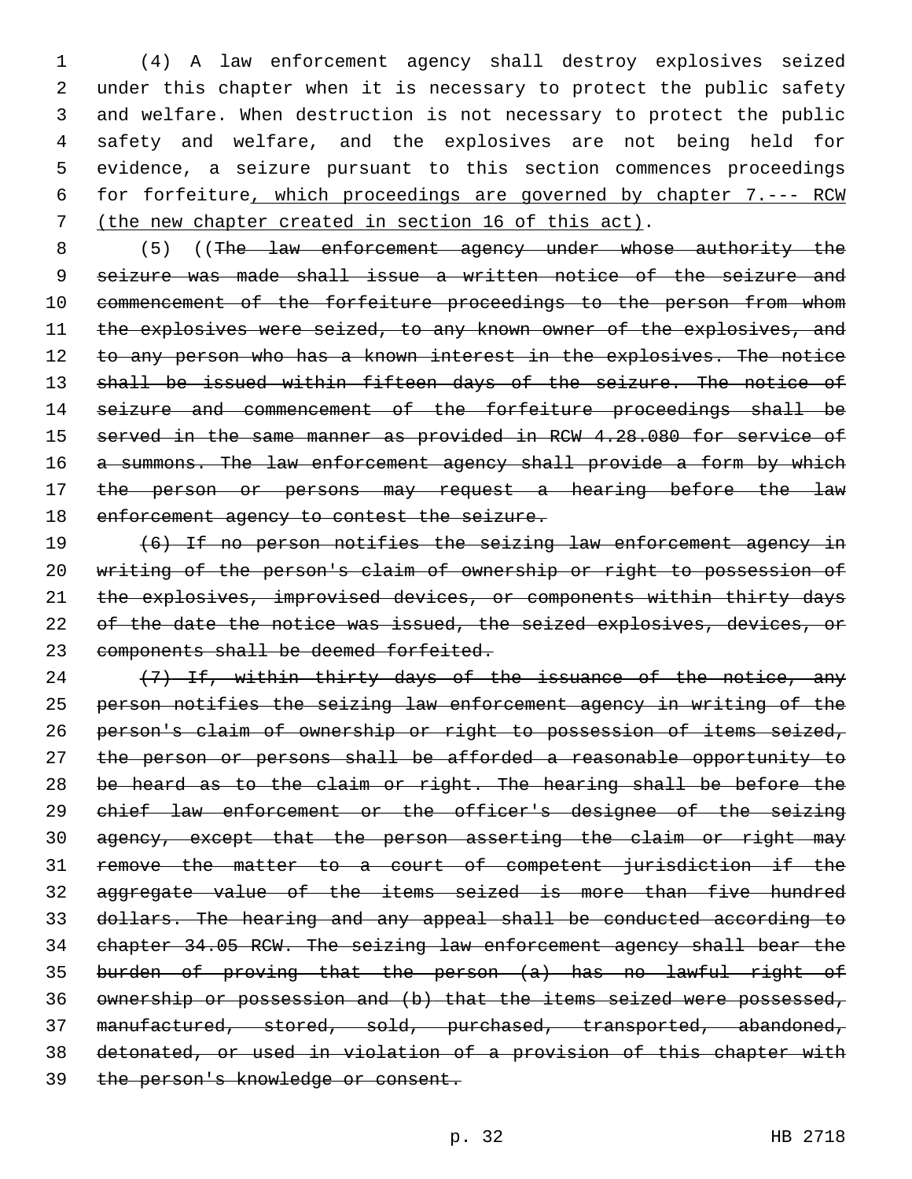(4) A law enforcement agency shall destroy explosives seized under this chapter when it is necessary to protect the public safety and welfare. When destruction is not necessary to protect the public safety and welfare, and the explosives are not being held for evidence, a seizure pursuant to this section commences proceedings for forfeiture, which proceedings are governed by chapter 7.--- RCW (the new chapter created in section 16 of this act).

(5) ((~~The law enforcement agency under whose authority the seizure was made shall issue a written notice of the seizure and commencement of the forfeiture proceedings to the person from whom the explosives were seized, to any known owner of the explosives, and to any person who has a known interest in the explosives. The notice shall be issued within fifteen days of the seizure. The notice of seizure and commencement of the forfeiture proceedings shall be served in the same manner as provided in RCW 4.28.080 for service of a summons. The law enforcement agency shall provide a form by which the person or persons may request a hearing before the law enforcement agency to contest the seizure.~~

~~(6) If no person notifies the seizing law enforcement agency in writing of the person's claim of ownership or right to possession of the explosives, improvised devices, or components within thirty days of the date the notice was issued, the seized explosives, devices, or components shall be deemed forfeited.~~

~~(7) If, within thirty days of the issuance of the notice, any person notifies the seizing law enforcement agency in writing of the person's claim of ownership or right to possession of items seized, the person or persons shall be afforded a reasonable opportunity to be heard as to the claim or right. The hearing shall be before the chief law enforcement or the officer's designee of the seizing agency, except that the person asserting the claim or right may remove the matter to a court of competent jurisdiction if the aggregate value of the items seized is more than five hundred dollars. The hearing and any appeal shall be conducted according to chapter 34.05 RCW. The seizing law enforcement agency shall bear the burden of proving that the person (a) has no lawful right of ownership or possession and (b) that the items seized were possessed, manufactured, stored, sold, purchased, transported, abandoned, detonated, or used in violation of a provision of this chapter with the person's knowledge or consent.~~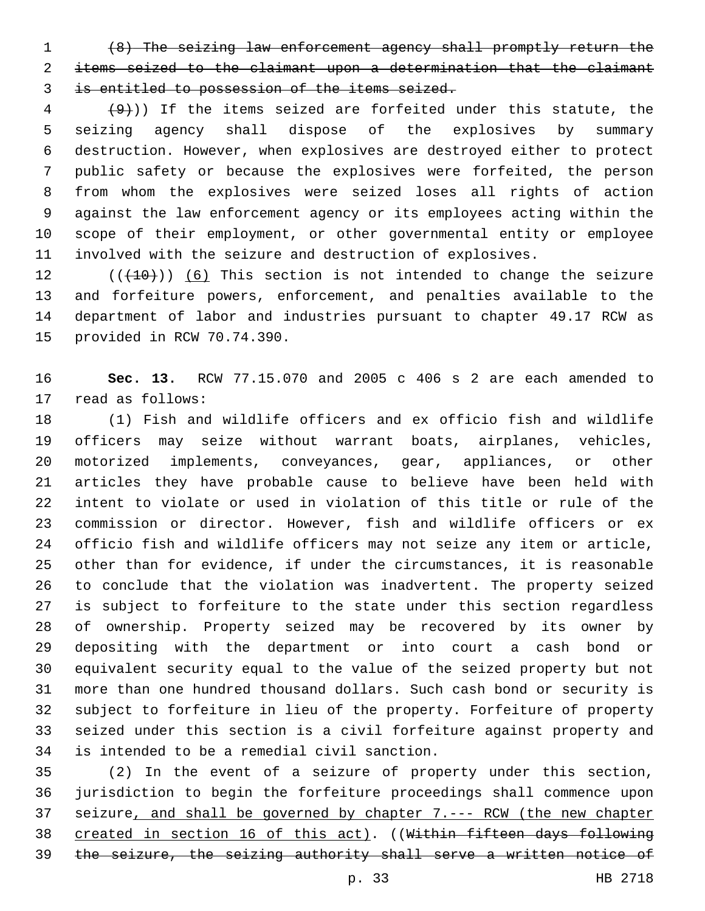~~(8) The seizing law enforcement agency shall promptly return the items seized to the claimant upon a determination that the claimant is entitled to possession of the items seized.~~

~~(9)~~)) If the items seized are forfeited under this statute, the seizing agency shall dispose of the explosives by summary destruction. However, when explosives are destroyed either to protect public safety or because the explosives were forfeited, the person from whom the explosives were seized loses all rights of action against the law enforcement agency or its employees acting within the scope of their employment, or other governmental entity or employee involved with the seizure and destruction of explosives.

((~~(10)~~)) (6) This section is not intended to change the seizure and forfeiture powers, enforcement, and penalties available to the department of labor and industries pursuant to chapter 49.17 RCW as provided in RCW 70.74.390.

**Sec. 13.** RCW 77.15.070 and 2005 c 406 s 2 are each amended to read as follows:

(1) Fish and wildlife officers and ex officio fish and wildlife officers may seize without warrant boats, airplanes, vehicles, motorized implements, conveyances, gear, appliances, or other articles they have probable cause to believe have been held with intent to violate or used in violation of this title or rule of the commission or director. However, fish and wildlife officers or ex officio fish and wildlife officers may not seize any item or article, other than for evidence, if under the circumstances, it is reasonable to conclude that the violation was inadvertent. The property seized is subject to forfeiture to the state under this section regardless of ownership. Property seized may be recovered by its owner by depositing with the department or into court a cash bond or equivalent security equal to the value of the seized property but not more than one hundred thousand dollars. Such cash bond or security is subject to forfeiture in lieu of the property. Forfeiture of property seized under this section is a civil forfeiture against property and is intended to be a remedial civil sanction.

(2) In the event of a seizure of property under this section, jurisdiction to begin the forfeiture proceedings shall commence upon seizure<u>, and shall be governed by chapter 7.--- RCW (the new chapter created in section 16 of this act)</u>. ((~~Within fifteen days following the seizure, the seizing authority shall serve a written notice of~~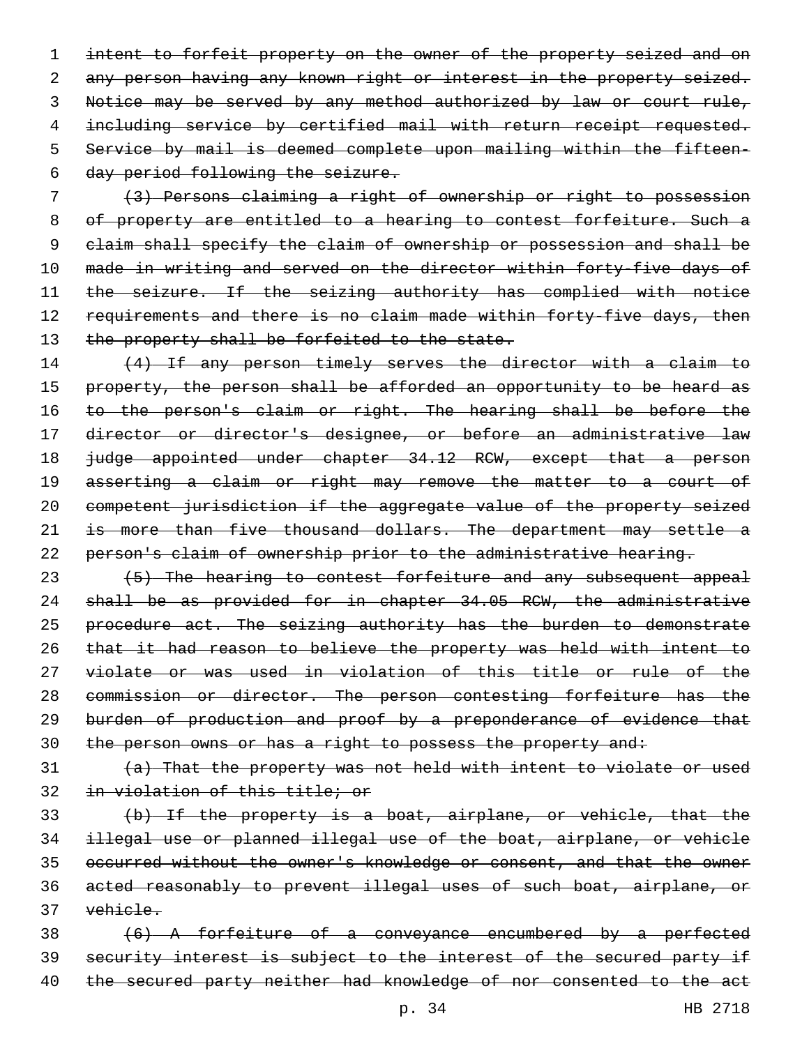~~intent to forfeit property on the owner of the property seized and on any person having any known right or interest in the property seized. Notice may be served by any method authorized by law or court rule, including service by certified mail with return receipt requested. Service by mail is deemed complete upon mailing within the fifteen-day period following the seizure.~~

~~(3) Persons claiming a right of ownership or right to possession of property are entitled to a hearing to contest forfeiture. Such a claim shall specify the claim of ownership or possession and shall be made in writing and served on the director within forty-five days of the seizure. If the seizing authority has complied with notice requirements and there is no claim made within forty-five days, then the property shall be forfeited to the state.~~

~~(4) If any person timely serves the director with a claim to property, the person shall be afforded an opportunity to be heard as to the person's claim or right. The hearing shall be before the director or director's designee, or before an administrative law judge appointed under chapter 34.12 RCW, except that a person asserting a claim or right may remove the matter to a court of competent jurisdiction if the aggregate value of the property seized is more than five thousand dollars. The department may settle a person's claim of ownership prior to the administrative hearing.~~

~~(5) The hearing to contest forfeiture and any subsequent appeal shall be as provided for in chapter 34.05 RCW, the administrative procedure act. The seizing authority has the burden to demonstrate that it had reason to believe the property was held with intent to violate or was used in violation of this title or rule of the commission or director. The person contesting forfeiture has the burden of production and proof by a preponderance of evidence that the person owns or has a right to possess the property and:~~

~~(a) That the property was not held with intent to violate or used in violation of this title; or~~

~~(b) If the property is a boat, airplane, or vehicle, that the illegal use or planned illegal use of the boat, airplane, or vehicle occurred without the owner's knowledge or consent, and that the owner acted reasonably to prevent illegal uses of such boat, airplane, or vehicle.~~

~~(6) A forfeiture of a conveyance encumbered by a perfected security interest is subject to the interest of the secured party if the secured party neither had knowledge of nor consented to the act~~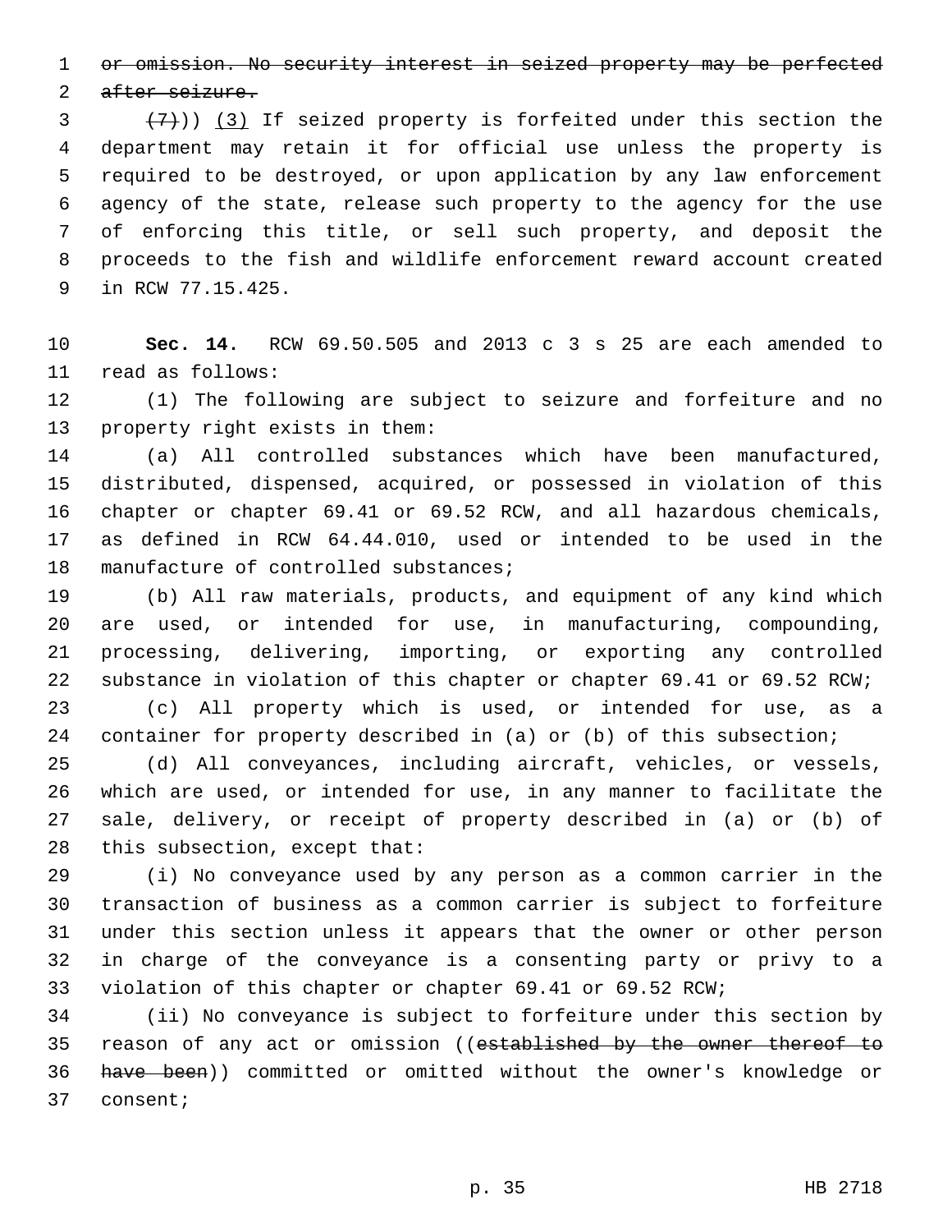~~or omission. No security interest in seized property may be perfected after seizure.~~

~~(7)~~)) <u>(3)</u> If seized property is forfeited under this section the department may retain it for official use unless the property is required to be destroyed, or upon application by any law enforcement agency of the state, release such property to the agency for the use of enforcing this title, or sell such property, and deposit the proceeds to the fish and wildlife enforcement reward account created in RCW 77.15.425.

**Sec. 14.** RCW 69.50.505 and 2013 c 3 s 25 are each amended to read as follows:

(1) The following are subject to seizure and forfeiture and no property right exists in them:

(a) All controlled substances which have been manufactured, distributed, dispensed, acquired, or possessed in violation of this chapter or chapter 69.41 or 69.52 RCW, and all hazardous chemicals, as defined in RCW 64.44.010, used or intended to be used in the manufacture of controlled substances;

(b) All raw materials, products, and equipment of any kind which are used, or intended for use, in manufacturing, compounding, processing, delivering, importing, or exporting any controlled substance in violation of this chapter or chapter 69.41 or 69.52 RCW;

(c) All property which is used, or intended for use, as a container for property described in (a) or (b) of this subsection;

(d) All conveyances, including aircraft, vehicles, or vessels, which are used, or intended for use, in any manner to facilitate the sale, delivery, or receipt of property described in (a) or (b) of this subsection, except that:

(i) No conveyance used by any person as a common carrier in the transaction of business as a common carrier is subject to forfeiture under this section unless it appears that the owner or other person in charge of the conveyance is a consenting party or privy to a violation of this chapter or chapter 69.41 or 69.52 RCW;

(ii) No conveyance is subject to forfeiture under this section by reason of any act or omission ((~~established by the owner thereof to have been~~)) committed or omitted without the owner's knowledge or consent;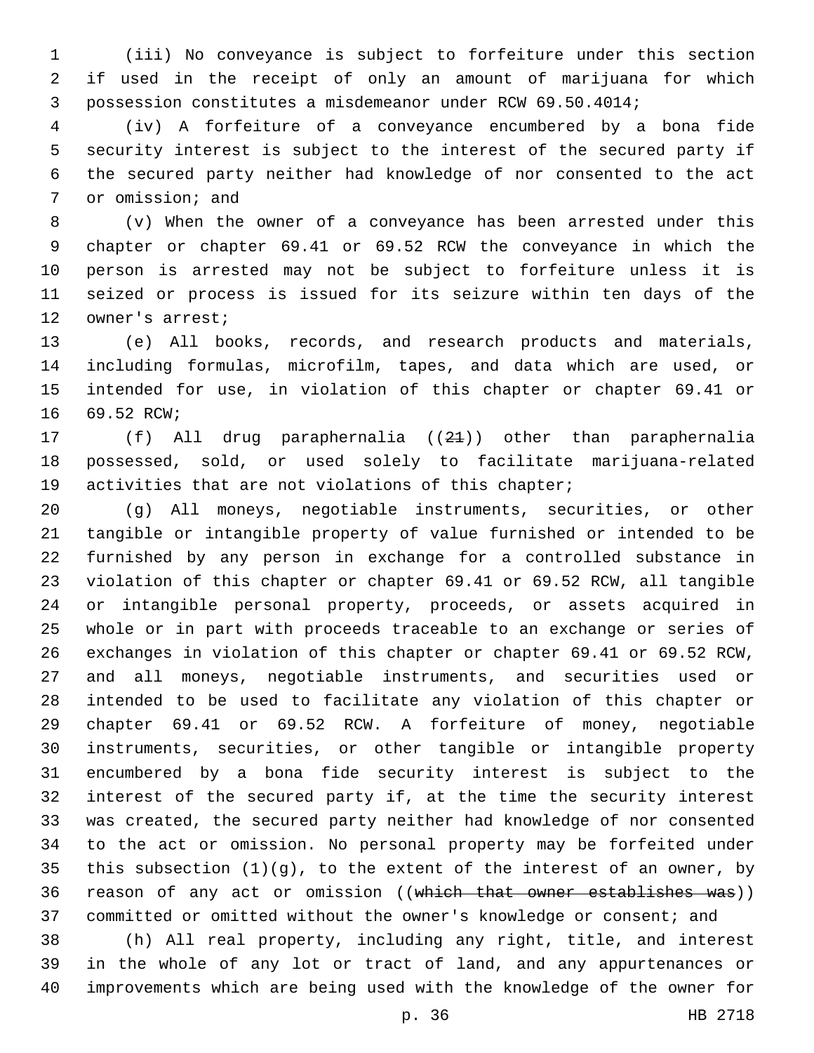(iii) No conveyance is subject to forfeiture under this section if used in the receipt of only an amount of marijuana for which possession constitutes a misdemeanor under RCW 69.50.4014;

(iv) A forfeiture of a conveyance encumbered by a bona fide security interest is subject to the interest of the secured party if the secured party neither had knowledge of nor consented to the act or omission; and

(v) When the owner of a conveyance has been arrested under this chapter or chapter 69.41 or 69.52 RCW the conveyance in which the person is arrested may not be subject to forfeiture unless it is seized or process is issued for its seizure within ten days of the owner's arrest;

(e) All books, records, and research products and materials, including formulas, microfilm, tapes, and data which are used, or intended for use, in violation of this chapter or chapter 69.41 or 69.52 RCW;

(f) All drug paraphernalia ((~~21~~)) other than paraphernalia possessed, sold, or used solely to facilitate marijuana-related activities that are not violations of this chapter;

(g) All moneys, negotiable instruments, securities, or other tangible or intangible property of value furnished or intended to be furnished by any person in exchange for a controlled substance in violation of this chapter or chapter 69.41 or 69.52 RCW, all tangible or intangible personal property, proceeds, or assets acquired in whole or in part with proceeds traceable to an exchange or series of exchanges in violation of this chapter or chapter 69.41 or 69.52 RCW, and all moneys, negotiable instruments, and securities used or intended to be used to facilitate any violation of this chapter or chapter 69.41 or 69.52 RCW. A forfeiture of money, negotiable instruments, securities, or other tangible or intangible property encumbered by a bona fide security interest is subject to the interest of the secured party if, at the time the security interest was created, the secured party neither had knowledge of nor consented to the act or omission. No personal property may be forfeited under this subsection (1)(g), to the extent of the interest of an owner, by reason of any act or omission ((~~which that owner establishes was~~)) committed or omitted without the owner's knowledge or consent; and

(h) All real property, including any right, title, and interest in the whole of any lot or tract of land, and any appurtenances or improvements which are being used with the knowledge of the owner for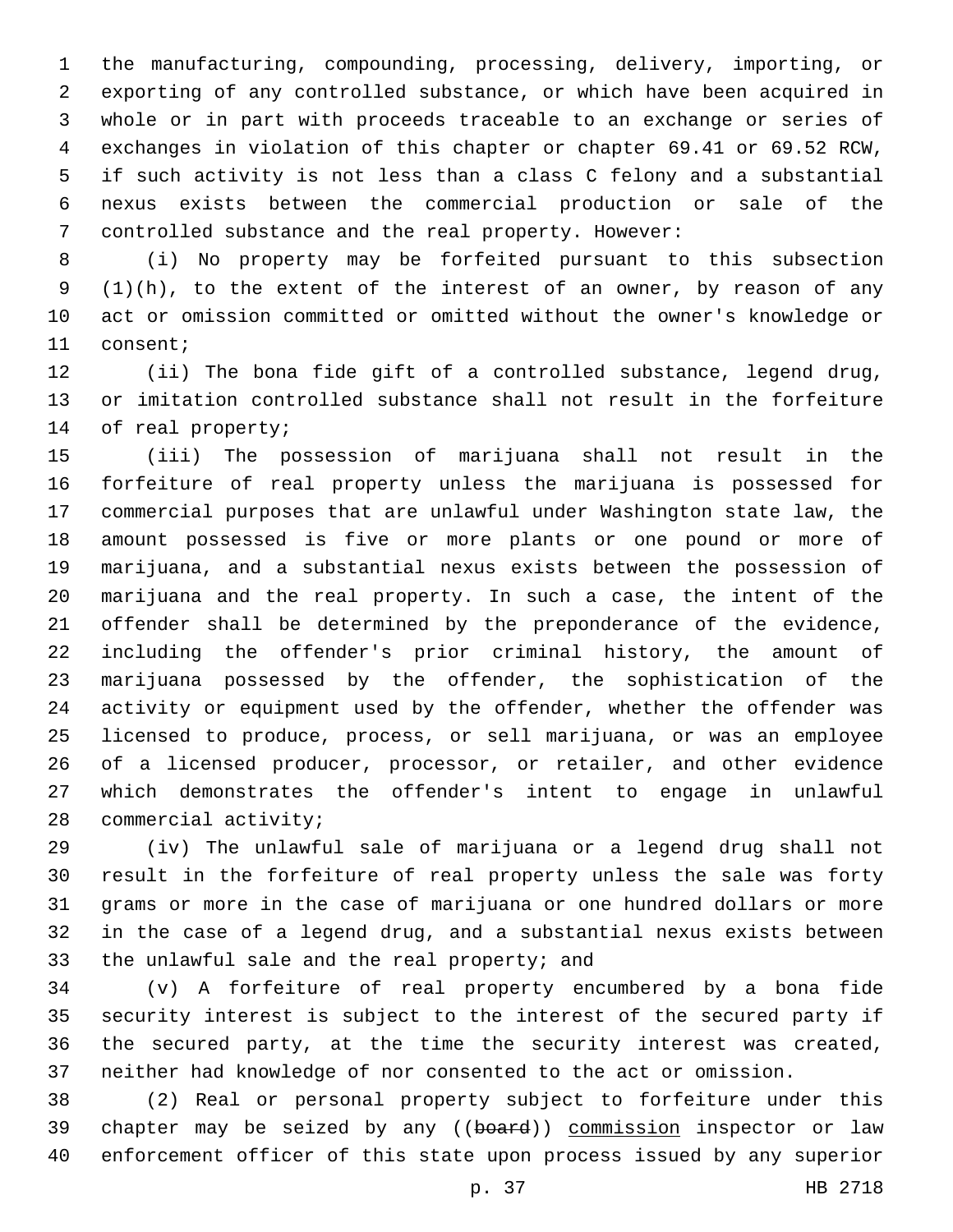the manufacturing, compounding, processing, delivery, importing, or exporting of any controlled substance, or which have been acquired in whole or in part with proceeds traceable to an exchange or series of exchanges in violation of this chapter or chapter 69.41 or 69.52 RCW, if such activity is not less than a class C felony and a substantial nexus exists between the commercial production or sale of the controlled substance and the real property. However:

(i) No property may be forfeited pursuant to this subsection (1)(h), to the extent of the interest of an owner, by reason of any act or omission committed or omitted without the owner's knowledge or consent;

(ii) The bona fide gift of a controlled substance, legend drug, or imitation controlled substance shall not result in the forfeiture of real property;

(iii) The possession of marijuana shall not result in the forfeiture of real property unless the marijuana is possessed for commercial purposes that are unlawful under Washington state law, the amount possessed is five or more plants or one pound or more of marijuana, and a substantial nexus exists between the possession of marijuana and the real property. In such a case, the intent of the offender shall be determined by the preponderance of the evidence, including the offender's prior criminal history, the amount of marijuana possessed by the offender, the sophistication of the activity or equipment used by the offender, whether the offender was licensed to produce, process, or sell marijuana, or was an employee of a licensed producer, processor, or retailer, and other evidence which demonstrates the offender's intent to engage in unlawful commercial activity;

(iv) The unlawful sale of marijuana or a legend drug shall not result in the forfeiture of real property unless the sale was forty grams or more in the case of marijuana or one hundred dollars or more in the case of a legend drug, and a substantial nexus exists between the unlawful sale and the real property; and

(v) A forfeiture of real property encumbered by a bona fide security interest is subject to the interest of the secured party if the secured party, at the time the security interest was created, neither had knowledge of nor consented to the act or omission.

(2) Real or personal property subject to forfeiture under this chapter may be seized by any ((~~board~~)) <u>commission</u> inspector or law enforcement officer of this state upon process issued by any superior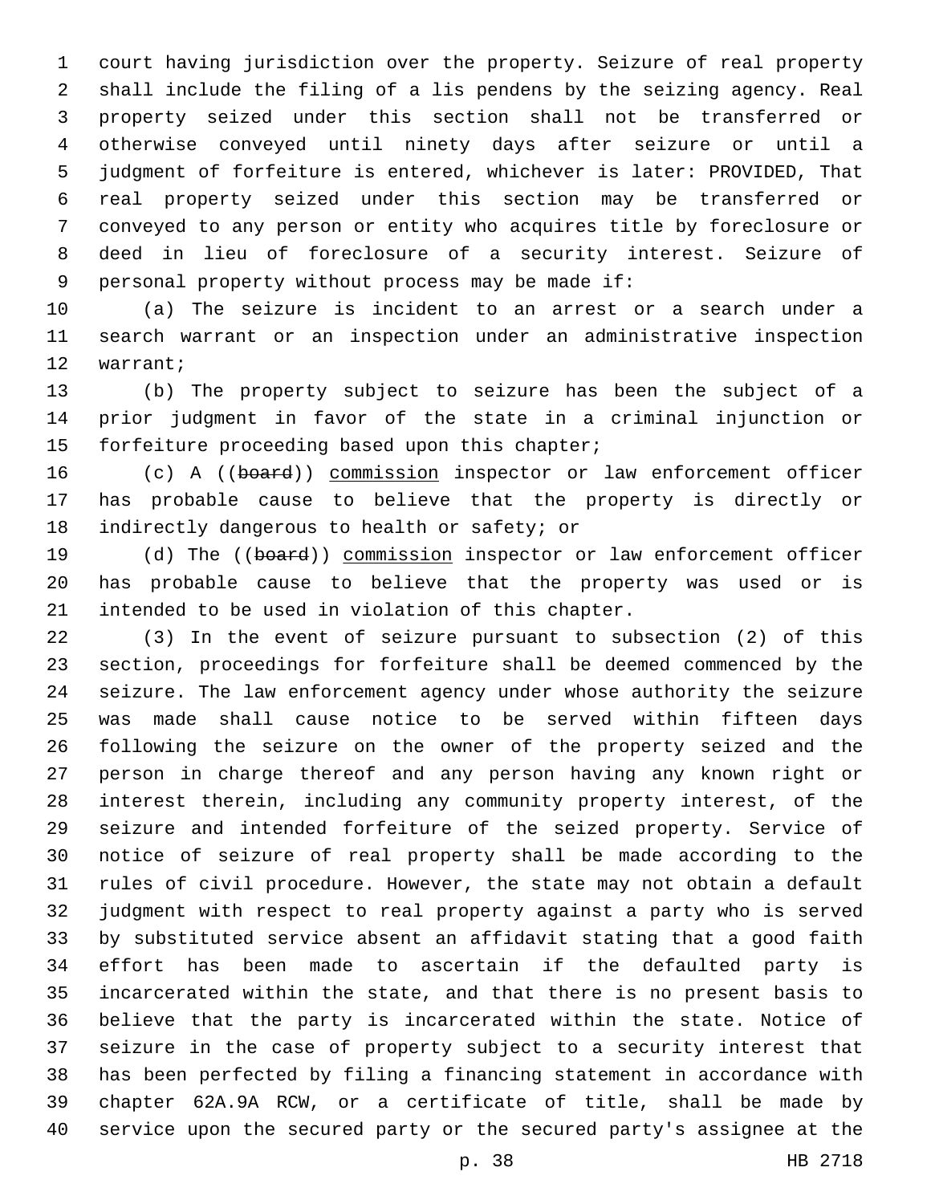court having jurisdiction over the property. Seizure of real property shall include the filing of a lis pendens by the seizing agency. Real property seized under this section shall not be transferred or otherwise conveyed until ninety days after seizure or until a judgment of forfeiture is entered, whichever is later: PROVIDED, That real property seized under this section may be transferred or conveyed to any person or entity who acquires title by foreclosure or deed in lieu of foreclosure of a security interest. Seizure of personal property without process may be made if:

(a) The seizure is incident to an arrest or a search under a search warrant or an inspection under an administrative inspection warrant;

(b) The property subject to seizure has been the subject of a prior judgment in favor of the state in a criminal injunction or forfeiture proceeding based upon this chapter;

(c) A ((~~board~~)) commission inspector or law enforcement officer has probable cause to believe that the property is directly or indirectly dangerous to health or safety; or

(d) The ((~~board~~)) commission inspector or law enforcement officer has probable cause to believe that the property was used or is intended to be used in violation of this chapter.

(3) In the event of seizure pursuant to subsection (2) of this section, proceedings for forfeiture shall be deemed commenced by the seizure. The law enforcement agency under whose authority the seizure was made shall cause notice to be served within fifteen days following the seizure on the owner of the property seized and the person in charge thereof and any person having any known right or interest therein, including any community property interest, of the seizure and intended forfeiture of the seized property. Service of notice of seizure of real property shall be made according to the rules of civil procedure. However, the state may not obtain a default judgment with respect to real property against a party who is served by substituted service absent an affidavit stating that a good faith effort has been made to ascertain if the defaulted party is incarcerated within the state, and that there is no present basis to believe that the party is incarcerated within the state. Notice of seizure in the case of property subject to a security interest that has been perfected by filing a financing statement in accordance with chapter 62A.9A RCW, or a certificate of title, shall be made by service upon the secured party or the secured party's assignee at the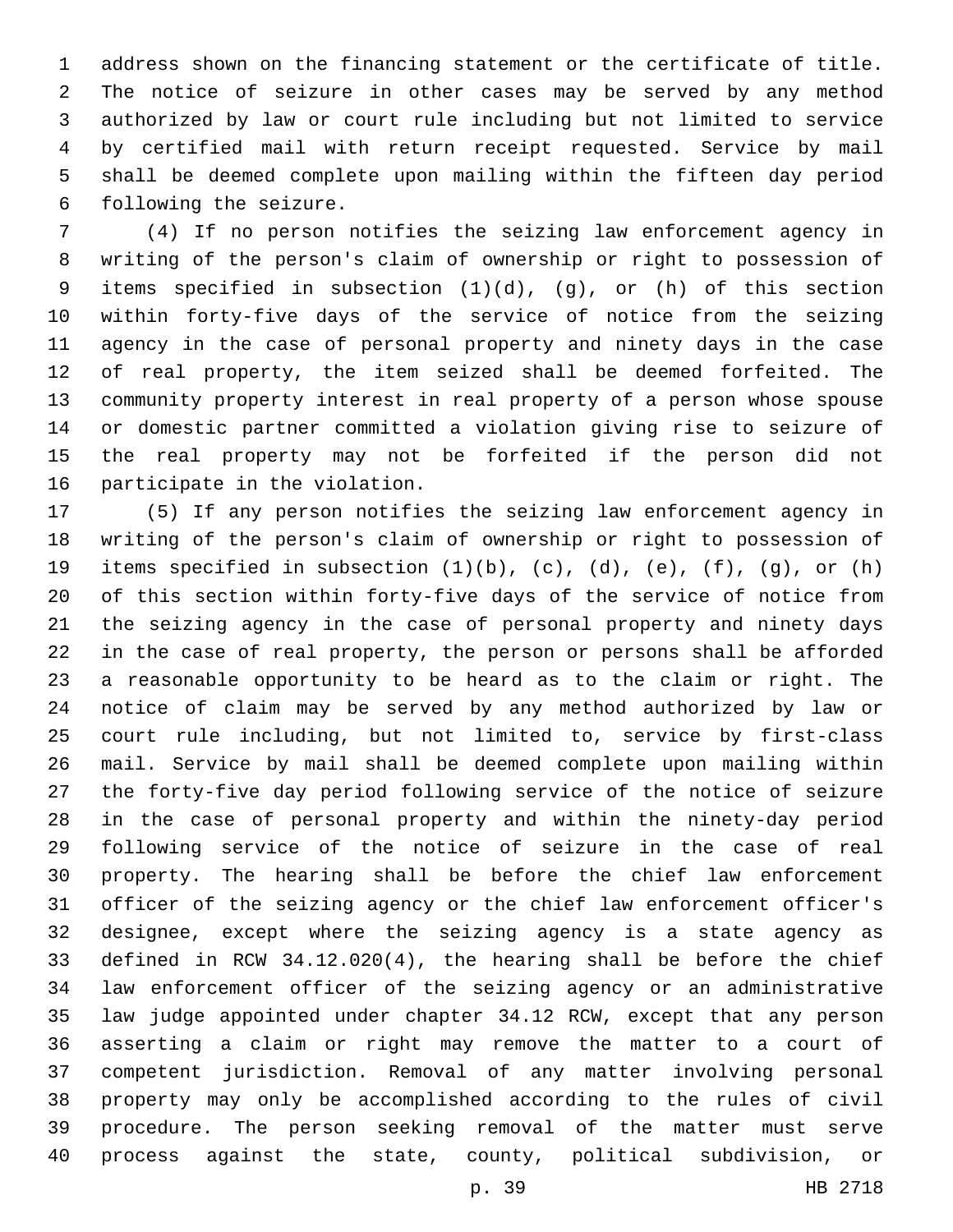address shown on the financing statement or the certificate of title. The notice of seizure in other cases may be served by any method authorized by law or court rule including but not limited to service by certified mail with return receipt requested. Service by mail shall be deemed complete upon mailing within the fifteen day period following the seizure.

(4) If no person notifies the seizing law enforcement agency in writing of the person's claim of ownership or right to possession of items specified in subsection (1)(d), (g), or (h) of this section within forty-five days of the service of notice from the seizing agency in the case of personal property and ninety days in the case of real property, the item seized shall be deemed forfeited. The community property interest in real property of a person whose spouse or domestic partner committed a violation giving rise to seizure of the real property may not be forfeited if the person did not participate in the violation.

(5) If any person notifies the seizing law enforcement agency in writing of the person's claim of ownership or right to possession of items specified in subsection (1)(b), (c), (d), (e), (f), (g), or (h) of this section within forty-five days of the service of notice from the seizing agency in the case of personal property and ninety days in the case of real property, the person or persons shall be afforded a reasonable opportunity to be heard as to the claim or right. The notice of claim may be served by any method authorized by law or court rule including, but not limited to, service by first-class mail. Service by mail shall be deemed complete upon mailing within the forty-five day period following service of the notice of seizure in the case of personal property and within the ninety-day period following service of the notice of seizure in the case of real property. The hearing shall be before the chief law enforcement officer of the seizing agency or the chief law enforcement officer's designee, except where the seizing agency is a state agency as defined in RCW 34.12.020(4), the hearing shall be before the chief law enforcement officer of the seizing agency or an administrative law judge appointed under chapter 34.12 RCW, except that any person asserting a claim or right may remove the matter to a court of competent jurisdiction. Removal of any matter involving personal property may only be accomplished according to the rules of civil procedure. The person seeking removal of the matter must serve process against the state, county, political subdivision, or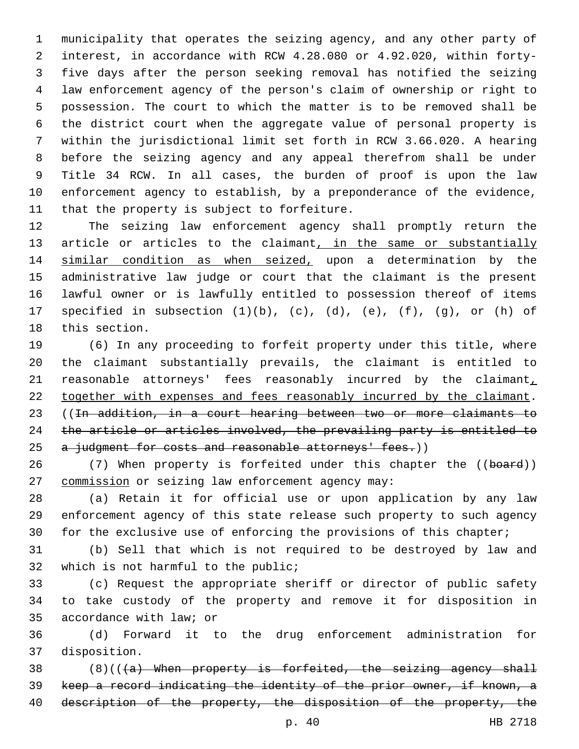municipality that operates the seizing agency, and any other party of interest, in accordance with RCW 4.28.080 or 4.92.020, within forty-five days after the person seeking removal has notified the seizing law enforcement agency of the person's claim of ownership or right to possession. The court to which the matter is to be removed shall be the district court when the aggregate value of personal property is within the jurisdictional limit set forth in RCW 3.66.020. A hearing before the seizing agency and any appeal therefrom shall be under Title 34 RCW. In all cases, the burden of proof is upon the law enforcement agency to establish, by a preponderance of the evidence, that the property is subject to forfeiture.

The seizing law enforcement agency shall promptly return the article or articles to the claimant, in the same or substantially similar condition as when seized, upon a determination by the administrative law judge or court that the claimant is the present lawful owner or is lawfully entitled to possession thereof of items specified in subsection (1)(b), (c), (d), (e), (f), (g), or (h) of this section.

(6) In any proceeding to forfeit property under this title, where the claimant substantially prevails, the claimant is entitled to reasonable attorneys' fees reasonably incurred by the claimant, together with expenses and fees reasonably incurred by the claimant. ((~~In addition, in a court hearing between two or more claimants to the article or articles involved, the prevailing party is entitled to a judgment for costs and reasonable attorneys' fees.~~))

(7) When property is forfeited under this chapter the ((~~board~~)) commission or seizing law enforcement agency may:

(a) Retain it for official use or upon application by any law enforcement agency of this state release such property to such agency for the exclusive use of enforcing the provisions of this chapter;

(b) Sell that which is not required to be destroyed by law and which is not harmful to the public;

(c) Request the appropriate sheriff or director of public safety to take custody of the property and remove it for disposition in accordance with law; or

(d) Forward it to the drug enforcement administration for disposition.

(8)((~~(a) When property is forfeited, the seizing agency shall keep a record indicating the identity of the prior owner, if known, a description of the property, the disposition of the property, the~~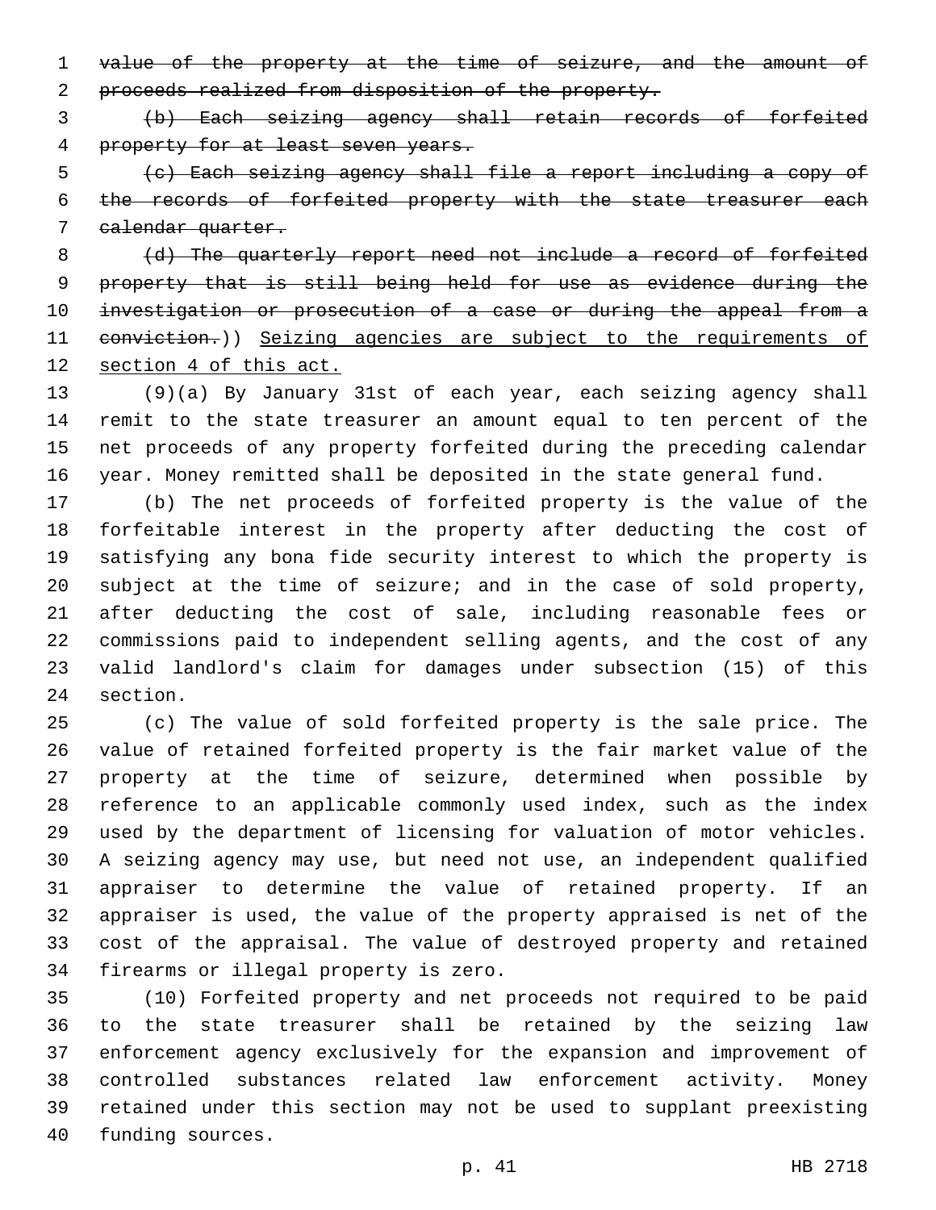~~value of the property at the time of seizure, and the amount of proceeds realized from disposition of the property.~~

~~(b) Each seizing agency shall retain records of forfeited property for at least seven years.~~

~~(c) Each seizing agency shall file a report including a copy of the records of forfeited property with the state treasurer each calendar quarter.~~

~~(d) The quarterly report need not include a record of forfeited property that is still being held for use as evidence during the investigation or prosecution of a case or during the appeal from a conviction.~~)) <u>Seizing agencies are subject to the requirements of section 4 of this act.</u>

(9)(a) By January 31st of each year, each seizing agency shall remit to the state treasurer an amount equal to ten percent of the net proceeds of any property forfeited during the preceding calendar year. Money remitted shall be deposited in the state general fund.

(b) The net proceeds of forfeited property is the value of the forfeitable interest in the property after deducting the cost of satisfying any bona fide security interest to which the property is subject at the time of seizure; and in the case of sold property, after deducting the cost of sale, including reasonable fees or commissions paid to independent selling agents, and the cost of any valid landlord's claim for damages under subsection (15) of this section.

(c) The value of sold forfeited property is the sale price. The value of retained forfeited property is the fair market value of the property at the time of seizure, determined when possible by reference to an applicable commonly used index, such as the index used by the department of licensing for valuation of motor vehicles. A seizing agency may use, but need not use, an independent qualified appraiser to determine the value of retained property. If an appraiser is used, the value of the property appraised is net of the cost of the appraisal. The value of destroyed property and retained firearms or illegal property is zero.

(10) Forfeited property and net proceeds not required to be paid to the state treasurer shall be retained by the seizing law enforcement agency exclusively for the expansion and improvement of controlled substances related law enforcement activity. Money retained under this section may not be used to supplant preexisting funding sources.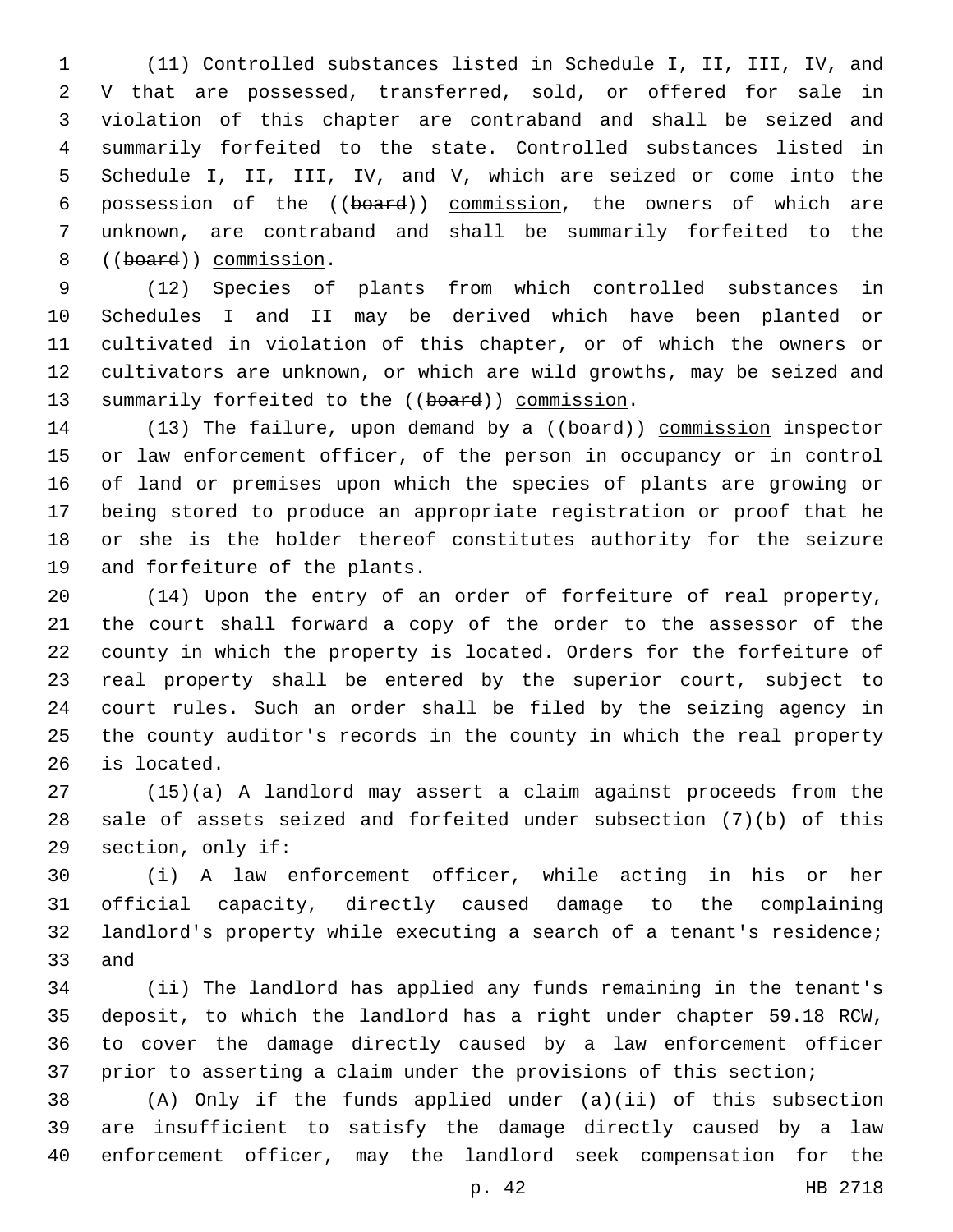(11) Controlled substances listed in Schedule I, II, III, IV, and V that are possessed, transferred, sold, or offered for sale in violation of this chapter are contraband and shall be seized and summarily forfeited to the state. Controlled substances listed in Schedule I, II, III, IV, and V, which are seized or come into the possession of the ((~~board~~)) commission, the owners of which are unknown, are contraband and shall be summarily forfeited to the ((~~board~~)) commission.

(12) Species of plants from which controlled substances in Schedules I and II may be derived which have been planted or cultivated in violation of this chapter, or of which the owners or cultivators are unknown, or which are wild growths, may be seized and summarily forfeited to the ((~~board~~)) commission.

(13) The failure, upon demand by a ((~~board~~)) commission inspector or law enforcement officer, of the person in occupancy or in control of land or premises upon which the species of plants are growing or being stored to produce an appropriate registration or proof that he or she is the holder thereof constitutes authority for the seizure and forfeiture of the plants.

(14) Upon the entry of an order of forfeiture of real property, the court shall forward a copy of the order to the assessor of the county in which the property is located. Orders for the forfeiture of real property shall be entered by the superior court, subject to court rules. Such an order shall be filed by the seizing agency in the county auditor's records in the county in which the real property is located.

(15)(a) A landlord may assert a claim against proceeds from the sale of assets seized and forfeited under subsection (7)(b) of this section, only if:

(i) A law enforcement officer, while acting in his or her official capacity, directly caused damage to the complaining landlord's property while executing a search of a tenant's residence; and

(ii) The landlord has applied any funds remaining in the tenant's deposit, to which the landlord has a right under chapter 59.18 RCW, to cover the damage directly caused by a law enforcement officer prior to asserting a claim under the provisions of this section;

(A) Only if the funds applied under (a)(ii) of this subsection are insufficient to satisfy the damage directly caused by a law enforcement officer, may the landlord seek compensation for the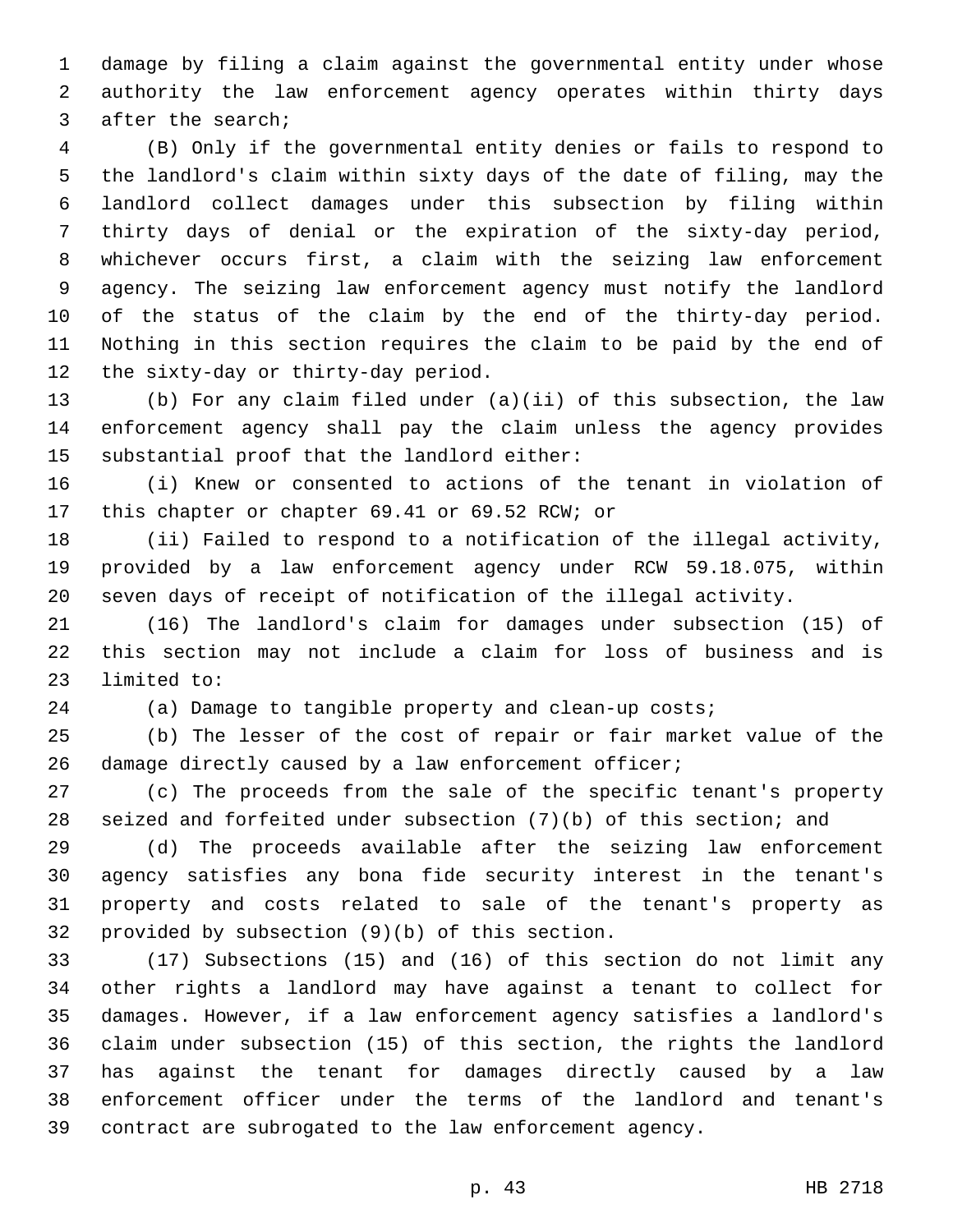damage by filing a claim against the governmental entity under whose authority the law enforcement agency operates within thirty days after the search;

(B) Only if the governmental entity denies or fails to respond to the landlord's claim within sixty days of the date of filing, may the landlord collect damages under this subsection by filing within thirty days of denial or the expiration of the sixty-day period, whichever occurs first, a claim with the seizing law enforcement agency. The seizing law enforcement agency must notify the landlord of the status of the claim by the end of the thirty-day period. Nothing in this section requires the claim to be paid by the end of the sixty-day or thirty-day period.

(b) For any claim filed under (a)(ii) of this subsection, the law enforcement agency shall pay the claim unless the agency provides substantial proof that the landlord either:

(i) Knew or consented to actions of the tenant in violation of this chapter or chapter 69.41 or 69.52 RCW; or

(ii) Failed to respond to a notification of the illegal activity, provided by a law enforcement agency under RCW 59.18.075, within seven days of receipt of notification of the illegal activity.

(16) The landlord's claim for damages under subsection (15) of this section may not include a claim for loss of business and is limited to:

(a) Damage to tangible property and clean-up costs;

(b) The lesser of the cost of repair or fair market value of the damage directly caused by a law enforcement officer;

(c) The proceeds from the sale of the specific tenant's property seized and forfeited under subsection (7)(b) of this section; and

(d) The proceeds available after the seizing law enforcement agency satisfies any bona fide security interest in the tenant's property and costs related to sale of the tenant's property as provided by subsection (9)(b) of this section.

(17) Subsections (15) and (16) of this section do not limit any other rights a landlord may have against a tenant to collect for damages. However, if a law enforcement agency satisfies a landlord's claim under subsection (15) of this section, the rights the landlord has against the tenant for damages directly caused by a law enforcement officer under the terms of the landlord and tenant's contract are subrogated to the law enforcement agency.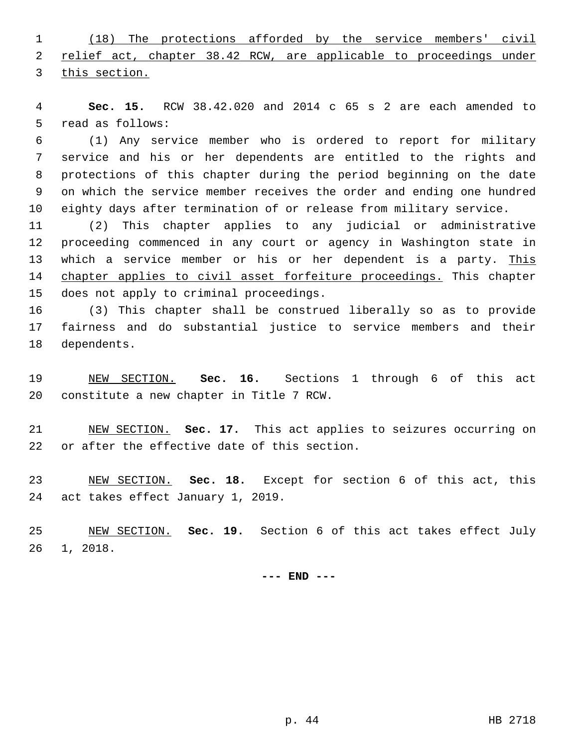(18) The protections afforded by the service members' civil relief act, chapter 38.42 RCW, are applicable to proceedings under this section.

**Sec. 15.** RCW 38.42.020 and 2014 c 65 s 2 are each amended to read as follows:

(1) Any service member who is ordered to report for military service and his or her dependents are entitled to the rights and protections of this chapter during the period beginning on the date on which the service member receives the order and ending one hundred eighty days after termination of or release from military service.

(2) This chapter applies to any judicial or administrative proceeding commenced in any court or agency in Washington state in which a service member or his or her dependent is a party. This chapter applies to civil asset forfeiture proceedings. This chapter does not apply to criminal proceedings.

(3) This chapter shall be construed liberally so as to provide fairness and do substantial justice to service members and their dependents.

NEW SECTION. **Sec. 16.** Sections 1 through 6 of this act constitute a new chapter in Title 7 RCW.

NEW SECTION. **Sec. 17.** This act applies to seizures occurring on or after the effective date of this section.

NEW SECTION. **Sec. 18.** Except for section 6 of this act, this act takes effect January 1, 2019.

NEW SECTION. **Sec. 19.** Section 6 of this act takes effect July 1, 2018.

**--- END ---**